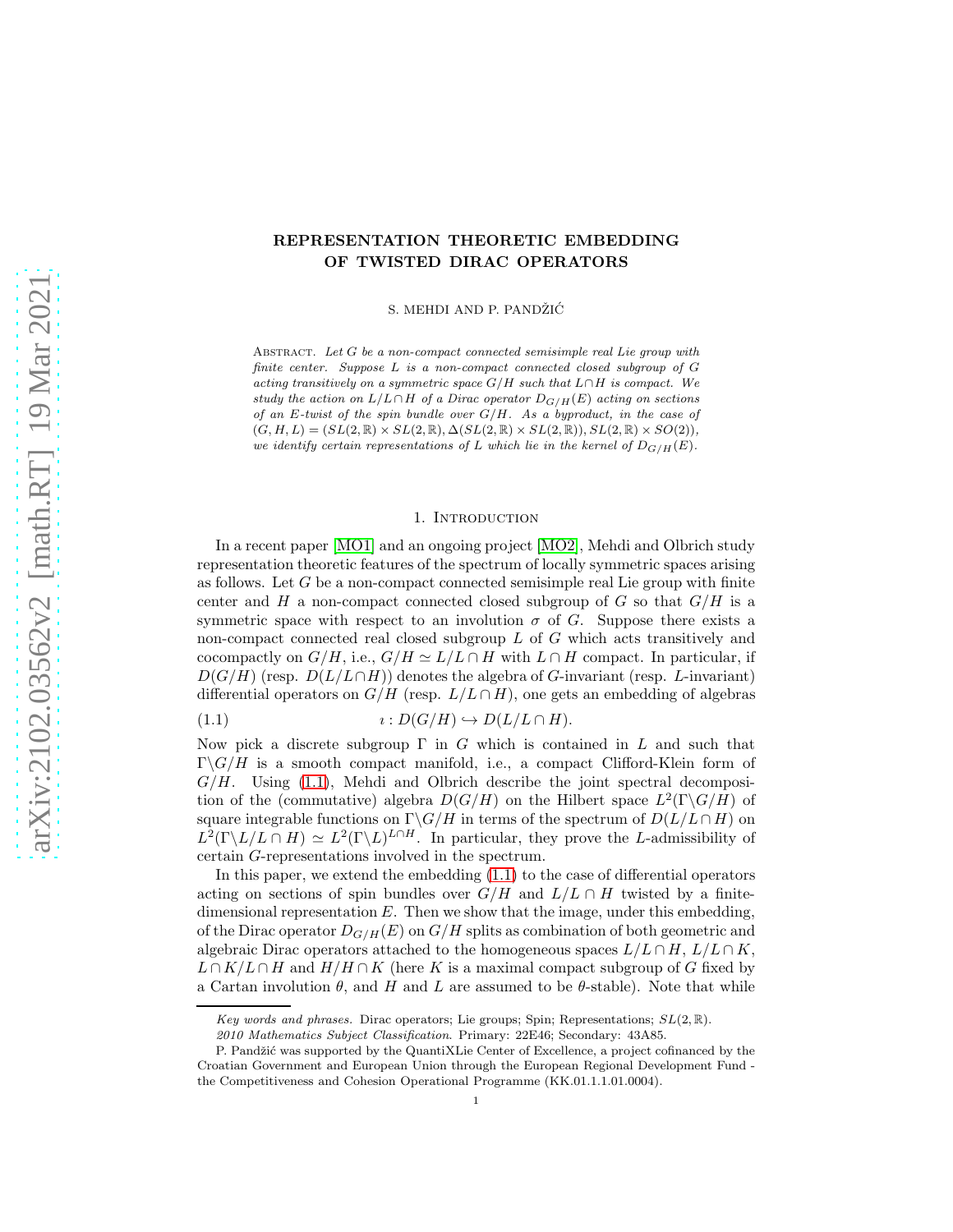# REPRESENTATION THEORETIC EMBEDDING OF TWISTED DIRAC OPERATORS

S. MEHDI AND P. PANDŽIĆ

*Abstract.* *Let $G$ be a non-compact connected semisimple real Lie group with finite center. Suppose $L$ is a non-compact connected closed subgroup of $G$ acting transitively on a symmetric space $G/H$ such that $L\cap H$ is compact. We study the action on $L/L\cap H$ of a Dirac operator $D_{G/H}(E)$ acting on sections of an $E$-twist of the spin bundle over $G/H$. As a byproduct, in the case of $(G,H,L)=(SL(2,\mathbb{R})\times SL(2,\mathbb{R}),\Delta(SL(2,\mathbb{R})\times SL(2,\mathbb{R})),SL(2,\mathbb{R})\times SO(2))$, we identify certain representations of $L$ which lie in the kernel of $D_{G/H}(E)$.*

## 1. Introduction

In a recent paper [MO1] and an ongoing project [MO2], Mehdi and Olbrich study representation theoretic features of the spectrum of locally symmetric spaces arising as follows. Let $G$ be a non-compact connected semisimple real Lie group with finite center and $H$ a non-compact connected closed subgroup of $G$ so that $G/H$ is a symmetric space with respect to an involution $\sigma$ of $G$. Suppose there exists a non-compact connected real closed subgroup $L$ of $G$ which acts transitively and cocompactly on $G/H$, i.e., $G/H\simeq L/L\cap H$ with $L\cap H$ compact. In particular, if $D(G/H)$ (resp. $D(L/L\cap H)$) denotes the algebra of $G$-invariant (resp. $L$-invariant) differential operators on $G/H$ (resp. $L/L\cap H$), one gets an embedding of algebras

$$\imath : D(G/H)\hookrightarrow D(L/L\cap H). \tag{1.1}$$

Now pick a discrete subgroup $\Gamma$ in $G$ which is contained in $L$ and such that $\Gamma\backslash G/H$ is a smooth compact manifold, i.e., a compact Clifford-Klein form of $G/H$. Using (1.1), Mehdi and Olbrich describe the joint spectral decomposition of the (commutative) algebra $D(G/H)$ on the Hilbert space $L^2(\Gamma\backslash G/H)$ of square integrable functions on $\Gamma\backslash G/H$ in terms of the spectrum of $D(L/L\cap H)$ on $L^2(\Gamma\backslash L/L\cap H)\simeq L^2(\Gamma\backslash L)^{L\cap H}$. In particular, they prove the $L$-admissibility of certain $G$-representations involved in the spectrum.

In this paper, we extend the embedding (1.1) to the case of differential operators acting on sections of spin bundles over $G/H$ and $L/L\cap H$ twisted by a finite-dimensional representation $E$. Then we show that the image, under this embedding, of the Dirac operator $D_{G/H}(E)$ on $G/H$ splits as combination of both geometric and algebraic Dirac operators attached to the homogeneous spaces $L/L\cap H$, $L/L\cap K$, $L\cap K/L\cap H$ and $H/H\cap K$ (here $K$ is a maximal compact subgroup of $G$ fixed by a Cartan involution $\theta$, and $H$ and $L$ are assumed to be $\theta$-stable). Note that while

*Key words and phrases.* Dirac operators; Lie groups; Spin; Representations; $SL(2,\mathbb{R})$.

*2010 Mathematics Subject Classification.* Primary: 22E46; Secondary: 43A85.

P. Pandžić was supported by the QuantiXLie Center of Excellence, a project cofinanced by the Croatian Government and European Union through the European Regional Development Fund - the Competitiveness and Cohesion Operational Programme (KK.01.1.1.01.0004).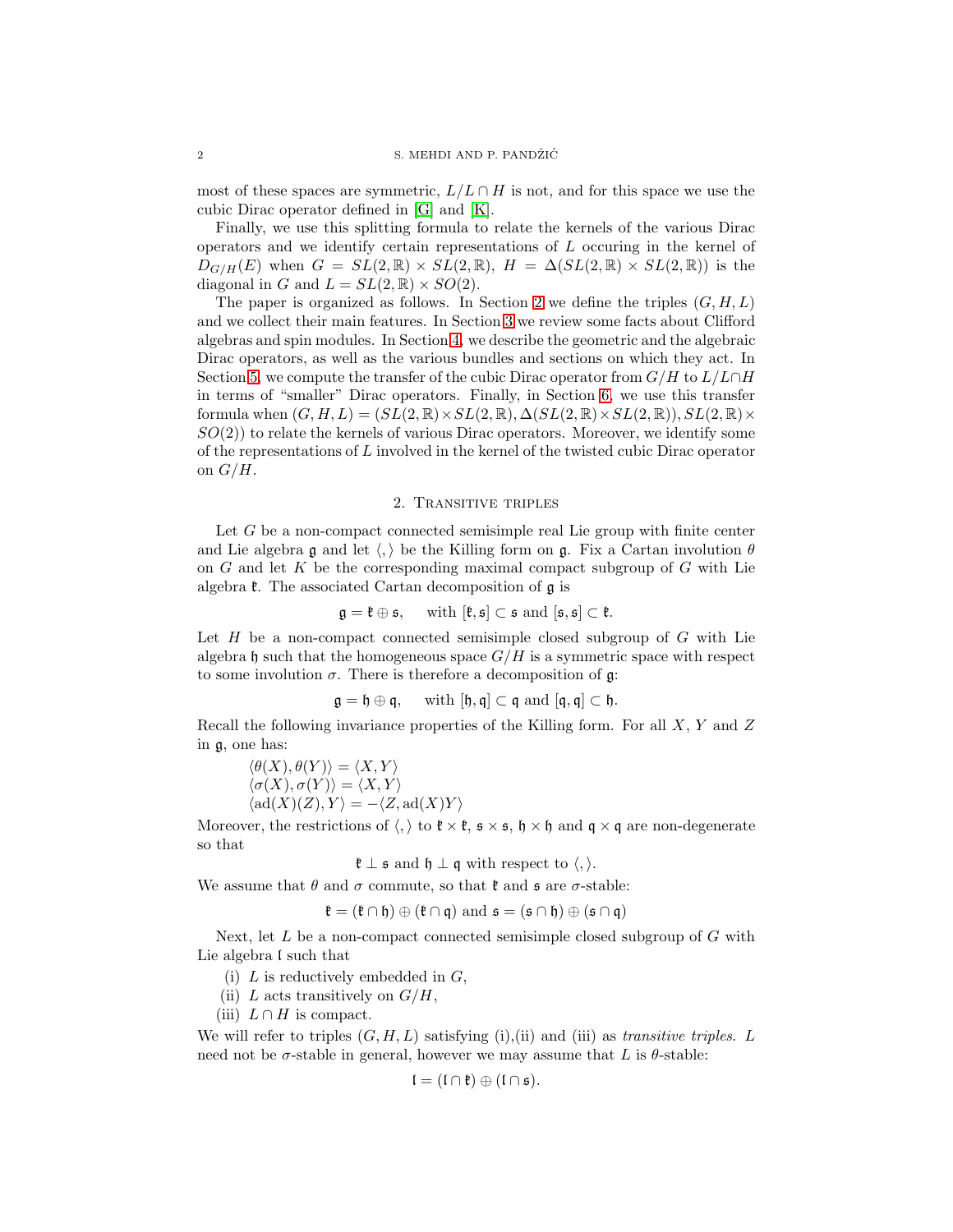most of these spaces are symmetric, $L/L \cap H$ is not, and for this space we use the cubic Dirac operator defined in [G] and [K].

Finally, we use this splitting formula to relate the kernels of the various Dirac operators and we identify certain representations of $L$ occuring in the kernel of $D_{G/H}(E)$ when $G = SL(2,\mathbb{R}) \times SL(2,\mathbb{R})$, $H = \Delta(SL(2,\mathbb{R}) \times SL(2,\mathbb{R}))$ is the diagonal in $G$ and $L = SL(2,\mathbb{R}) \times SO(2)$.

The paper is organized as follows. In Section 2 we define the triples $(G, H, L)$ and we collect their main features. In Section 3 we review some facts about Clifford algebras and spin modules. In Section 4, we describe the geometric and the algebraic Dirac operators, as well as the various bundles and sections on which they act. In Section 5, we compute the transfer of the cubic Dirac operator from $G/H$ to $L/L\cap H$ in terms of "smaller" Dirac operators. Finally, in Section 6, we use this transfer formula when $(G, H, L) = (SL(2,\mathbb{R})\times SL(2,\mathbb{R}), \Delta(SL(2,\mathbb{R})\times SL(2,\mathbb{R})), SL(2,\mathbb{R})\times SO(2))$ to relate the kernels of various Dirac operators. Moreover, we identify some of the representations of $L$ involved in the kernel of the twisted cubic Dirac operator on $G/H$.

## 2. Transitive triples

Let $G$ be a non-compact connected semisimple real Lie group with finite center and Lie algebra $\mathfrak{g}$ and let $\langle , \rangle$ be the Killing form on $\mathfrak{g}$. Fix a Cartan involution $\theta$ on $G$ and let $K$ be the corresponding maximal compact subgroup of $G$ with Lie algebra $\mathfrak{k}$. The associated Cartan decomposition of $\mathfrak{g}$ is

$$\mathfrak{g} = \mathfrak{k} \oplus \mathfrak{s}, \quad \text{with } [\mathfrak{k}, \mathfrak{s}] \subset \mathfrak{s} \text{ and } [\mathfrak{s}, \mathfrak{s}] \subset \mathfrak{k}.$$

Let $H$ be a non-compact connected semisimple closed subgroup of $G$ with Lie algebra $\mathfrak{h}$ such that the homogeneous space $G/H$ is a symmetric space with respect to some involution $\sigma$. There is therefore a decomposition of $\mathfrak{g}$:

$$\mathfrak{g} = \mathfrak{h} \oplus \mathfrak{q}, \quad \text{with } [\mathfrak{h}, \mathfrak{q}] \subset \mathfrak{q} \text{ and } [\mathfrak{q}, \mathfrak{q}] \subset \mathfrak{h}.$$

Recall the following invariance properties of the Killing form. For all $X$, $Y$ and $Z$ in $\mathfrak{g}$, one has:

$$\langle \theta(X), \theta(Y) \rangle = \langle X, Y \rangle$$
$$\langle \sigma(X), \sigma(Y) \rangle = \langle X, Y \rangle$$
$$\langle \mathrm{ad}(X)(Z), Y \rangle = -\langle Z, \mathrm{ad}(X)Y \rangle$$

Moreover, the restrictions of $\langle , \rangle$ to $\mathfrak{k} \times \mathfrak{k}$, $\mathfrak{s} \times \mathfrak{s}$, $\mathfrak{h} \times \mathfrak{h}$ and $\mathfrak{q} \times \mathfrak{q}$ are non-degenerate so that

$$\mathfrak{k} \perp \mathfrak{s} \text{ and } \mathfrak{h} \perp \mathfrak{q} \text{ with respect to } \langle , \rangle.$$

We assume that $\theta$ and $\sigma$ commute, so that $\mathfrak{k}$ and $\mathfrak{s}$ are $\sigma$-stable:

$$\mathfrak{k} = (\mathfrak{k} \cap \mathfrak{h}) \oplus (\mathfrak{k} \cap \mathfrak{q}) \text{ and } \mathfrak{s} = (\mathfrak{s} \cap \mathfrak{h}) \oplus (\mathfrak{s} \cap \mathfrak{q})$$

Next, let $L$ be a non-compact connected semisimple closed subgroup of $G$ with Lie algebra $\mathfrak{l}$ such that

(i) $L$ is reductively embedded in $G$,
(ii) $L$ acts transitively on $G/H$,
(iii) $L \cap H$ is compact.

We will refer to triples $(G, H, L)$ satisfying (i),(ii) and (iii) as *transitive triples*. $L$ need not be $\sigma$-stable in general, however we may assume that $L$ is $\theta$-stable:

$$\mathfrak{l} = (\mathfrak{l} \cap \mathfrak{k}) \oplus (\mathfrak{l} \cap \mathfrak{s}).$$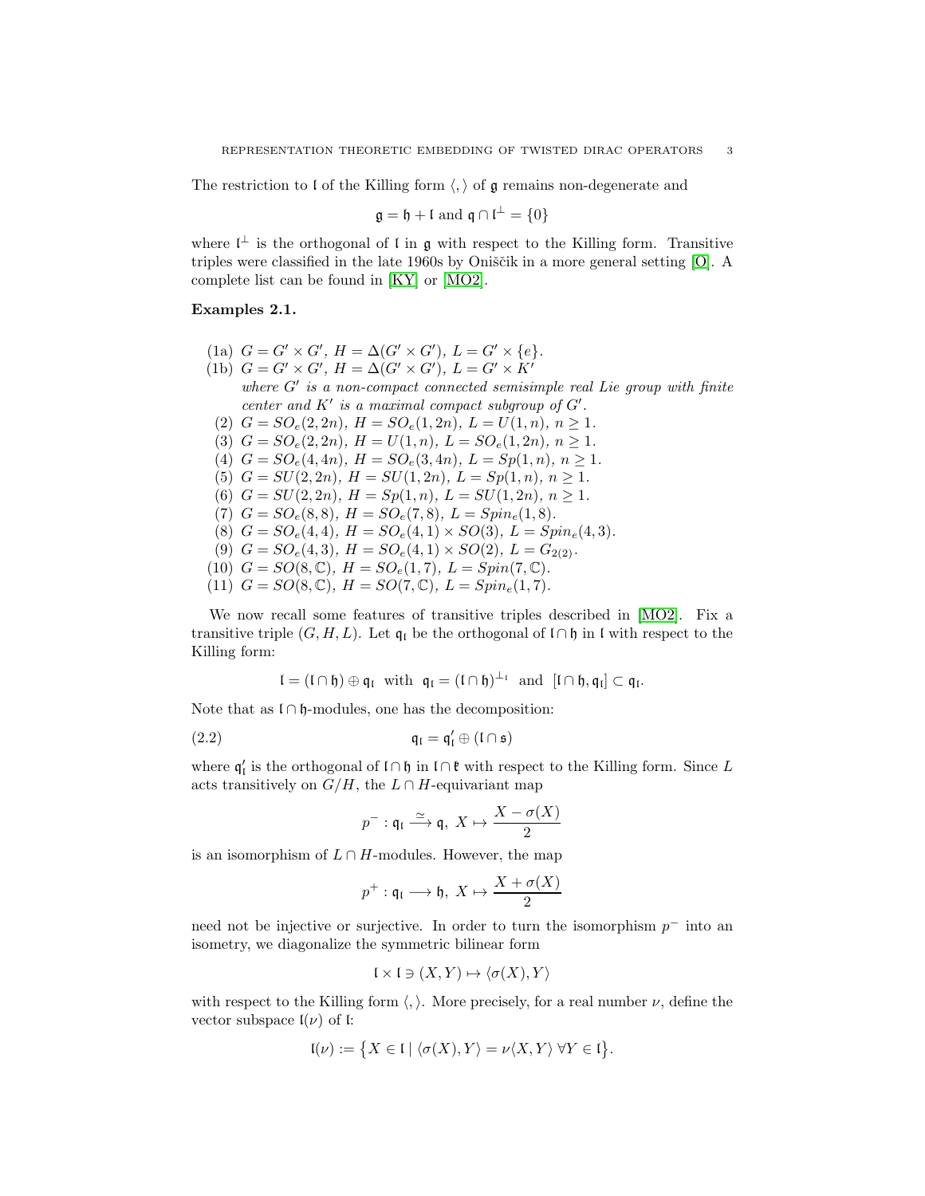The restriction to $\mathfrak{l}$ of the Killing form $\langle , \rangle$ of $\mathfrak{g}$ remains non-degenerate and

$$\mathfrak{g} = \mathfrak{h} + \mathfrak{l} \text{ and } \mathfrak{q} \cap \mathfrak{l}^{\perp} = \{0\}$$

where $\mathfrak{l}^{\perp}$ is the orthogonal of $\mathfrak{l}$ in $\mathfrak{g}$ with respect to the Killing form. Transitive triples were classified in the late 1960s by Oniščik in a more general setting [O]. A complete list can be found in [KY] or [MO2].

**Examples 2.1.**

(1a) $G = G' \times G'$, $H = \Delta(G' \times G')$, $L = G' \times \{e\}$.

(1b) $G = G' \times G'$, $H = \Delta(G' \times G')$, $L = G' \times K'$ *where $G'$ is a non-compact connected semisimple real Lie group with finite center and $K'$ is a maximal compact subgroup of $G'$.*

(2) $G = SO_e(2, 2n)$, $H = SO_e(1, 2n)$, $L = U(1, n)$, $n \geq 1$.

(3) $G = SO_e(2, 2n)$, $H = U(1, n)$, $L = SO_e(1, 2n)$, $n \geq 1$.

(4) $G = SO_e(4, 4n)$, $H = SO_e(3, 4n)$, $L = Sp(1, n)$, $n \geq 1$.

(5) $G = SU(2, 2n)$, $H = SU(1, 2n)$, $L = Sp(1, n)$, $n \geq 1$.

(6) $G = SU(2, 2n)$, $H = Sp(1, n)$, $L = SU(1, 2n)$, $n \geq 1$.

(7) $G = SO_e(8, 8)$, $H = SO_e(7, 8)$, $L = Spin_e(1, 8)$.

(8) $G = SO_e(4, 4)$, $H = SO_e(4, 1) \times SO(3)$, $L = Spin_e(4, 3)$.

(9) $G = SO_e(4, 3)$, $H = SO_e(4, 1) \times SO(2)$, $L = G_{2(2)}$.

(10) $G = SO(8, \mathbb{C})$, $H = SO_e(1, 7)$, $L = Spin(7, \mathbb{C})$.

(11) $G = SO(8, \mathbb{C})$, $H = SO(7, \mathbb{C})$, $L = Spin_e(1, 7)$.

We now recall some features of transitive triples described in [MO2]. Fix a transitive triple $(G, H, L)$. Let $\mathfrak{q}_{\mathfrak{l}}$ be the orthogonal of $\mathfrak{l} \cap \mathfrak{h}$ in $\mathfrak{l}$ with respect to the Killing form:

$$\mathfrak{l} = (\mathfrak{l} \cap \mathfrak{h}) \oplus \mathfrak{q}_{\mathfrak{l}} \text{ with } \mathfrak{q}_{\mathfrak{l}} = (\mathfrak{l} \cap \mathfrak{h})^{\perp_{\mathfrak{l}}} \text{ and } [\mathfrak{l} \cap \mathfrak{h}, \mathfrak{q}_{\mathfrak{l}}] \subset \mathfrak{q}_{\mathfrak{l}}.$$

Note that as $\mathfrak{l} \cap \mathfrak{h}$-modules, one has the decomposition:

$$\mathfrak{q}_{\mathfrak{l}} = \mathfrak{q}'_{\mathfrak{l}} \oplus (\mathfrak{l} \cap \mathfrak{s}) \tag{2.2}$$

where $\mathfrak{q}'_{\mathfrak{l}}$ is the orthogonal of $\mathfrak{l} \cap \mathfrak{h}$ in $\mathfrak{l} \cap \mathfrak{k}$ with respect to the Killing form. Since $L$ acts transitively on $G/H$, the $L \cap H$-equivariant map

$$p^{-} : \mathfrak{q}_{\mathfrak{l}} \xrightarrow{\simeq} \mathfrak{q},\ X \mapsto \frac{X - \sigma(X)}{2}$$

is an isomorphism of $L \cap H$-modules. However, the map

$$p^{+} : \mathfrak{q}_{\mathfrak{l}} \longrightarrow \mathfrak{h},\ X \mapsto \frac{X + \sigma(X)}{2}$$

need not be injective or surjective. In order to turn the isomorphism $p^{-}$ into an isometry, we diagonalize the symmetric bilinear form

$$\mathfrak{l} \times \mathfrak{l} \ni (X, Y) \mapsto \langle \sigma(X), Y \rangle$$

with respect to the Killing form $\langle , \rangle$. More precisely, for a real number $\nu$, define the vector subspace $\mathfrak{l}(\nu)$ of $\mathfrak{l}$:

$$\mathfrak{l}(\nu) := \{ X \in \mathfrak{l} \mid \langle \sigma(X), Y \rangle = \nu \langle X, Y \rangle\ \forall Y \in \mathfrak{l} \}.$$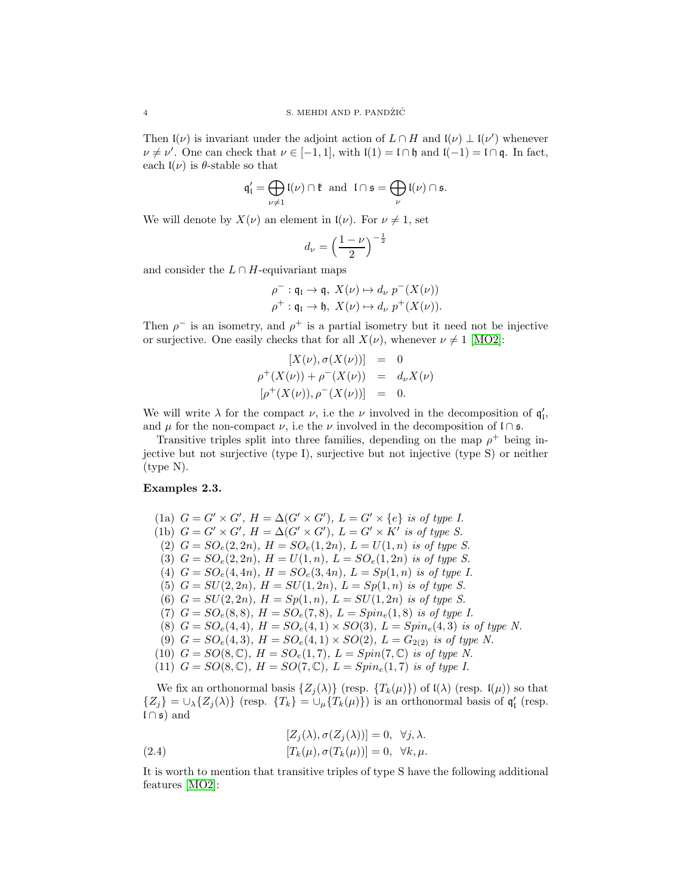Then $\mathfrak{l}(\nu)$ is invariant under the adjoint action of $L \cap H$ and $\mathfrak{l}(\nu) \perp \mathfrak{l}(\nu')$ whenever $\nu \neq \nu'$. One can check that $\nu \in [-1, 1]$, with $\mathfrak{l}(1) = \mathfrak{l} \cap \mathfrak{h}$ and $\mathfrak{l}(-1) = \mathfrak{l} \cap \mathfrak{q}$. In fact, each $\mathfrak{l}(\nu)$ is $\theta$-stable so that

$$\mathfrak{q}'_{\mathfrak{l}} = \bigoplus_{\nu \neq 1} \mathfrak{l}(\nu) \cap \mathfrak{k} \quad \text{and} \quad \mathfrak{l} \cap \mathfrak{s} = \bigoplus_{\nu} \mathfrak{l}(\nu) \cap \mathfrak{s}.$$

We will denote by $X(\nu)$ an element in $\mathfrak{l}(\nu)$. For $\nu \neq 1$, set

$$d_\nu = \Big(\frac{1-\nu}{2}\Big)^{-\frac{1}{2}}$$

and consider the $L \cap H$-equivariant maps

$$\rho^- : \mathfrak{q}_{\mathfrak{l}} \to \mathfrak{q}, \; X(\nu) \mapsto d_\nu \, p^-(X(\nu))$$
$$\rho^+ : \mathfrak{q}_{\mathfrak{l}} \to \mathfrak{h}, \; X(\nu) \mapsto d_\nu \, p^+(X(\nu)).$$

Then $\rho^-$ is an isometry, and $\rho^+$ is a partial isometry but it need not be injective or surjective. One easily checks that for all $X(\nu)$, whenever $\nu \neq 1$ [MO2]:

$$\begin{aligned}
[X(\nu), \sigma(X(\nu))] &= 0 \\
\rho^+(X(\nu)) + \rho^-(X(\nu)) &= d_\nu X(\nu) \\
[\rho^+(X(\nu)), \rho^-(X(\nu))] &= 0.
\end{aligned}$$

We will write $\lambda$ for the compact $\nu$, i.e the $\nu$ involved in the decomposition of $\mathfrak{q}'_{\mathfrak{l}}$, and $\mu$ for the non-compact $\nu$, i.e the $\nu$ involved in the decomposition of $\mathfrak{l} \cap \mathfrak{s}$.

Transitive triples split into three families, depending on the map $\rho^+$ being injective but not surjective (type I), surjective but not injective (type S) or neither (type N).

**Examples 2.3.**

- (1a) $G = G' \times G'$, $H = \Delta(G' \times G')$, $L = G' \times \{e\}$ *is of type I.*
- (1b) $G = G' \times G'$, $H = \Delta(G' \times G')$, $L = G' \times K'$ *is of type S.*
- (2) $G = SO_e(2, 2n)$, $H = SO_e(1, 2n)$, $L = U(1, n)$ *is of type S.*
- (3) $G = SO_e(2, 2n)$, $H = U(1, n)$, $L = SO_e(1, 2n)$ *is of type S.*
- (4) $G = SO_e(4, 4n)$, $H = SO_e(3, 4n)$, $L = Sp(1, n)$ *is of type I.*
- (5) $G = SU(2, 2n)$, $H = SU(1, 2n)$, $L = Sp(1, n)$ *is of type S.*
- (6) $G = SU(2, 2n)$, $H = Sp(1, n)$, $L = SU(1, 2n)$ *is of type S.*
- (7) $G = SO_e(8, 8)$, $H = SO_e(7, 8)$, $L = Spin_e(1, 8)$ *is of type I.*
- (8) $G = SO_e(4, 4)$, $H = SO_e(4, 1) \times SO(3)$, $L = Spin_e(4, 3)$ *is of type N.*
- (9) $G = SO_e(4, 3)$, $H = SO_e(4, 1) \times SO(2)$, $L = G_{2(2)}$ *is of type N.*
- (10) $G = SO(8, \mathbb{C})$, $H = SO_e(1, 7)$, $L = Spin(7, \mathbb{C})$ *is of type N.*
- (11) $G = SO(8, \mathbb{C})$, $H = SO(7, \mathbb{C})$, $L = Spin_e(1, 7)$ *is of type I.*

We fix an orthonormal basis $\{Z_j(\lambda)\}$ (resp. $\{T_k(\mu)\}$) of $\mathfrak{l}(\lambda)$ (resp. $\mathfrak{l}(\mu)$) so that $\{Z_j\} = \cup_\lambda \{Z_j(\lambda)\}$ (resp. $\{T_k\} = \cup_\mu \{T_k(\mu)\}$) is an orthonormal basis of $\mathfrak{q}'_{\mathfrak{l}}$ (resp. $\mathfrak{l} \cap \mathfrak{s}$) and

$$\begin{aligned}
&[Z_j(\lambda), \sigma(Z_j(\lambda))] = 0, \;\; \forall j, \lambda. \\
&[T_k(\mu), \sigma(T_k(\mu))] = 0, \;\; \forall k, \mu.
\end{aligned} \tag{2.4}$$

It is worth to mention that transitive triples of type S have the following additional features [MO2]: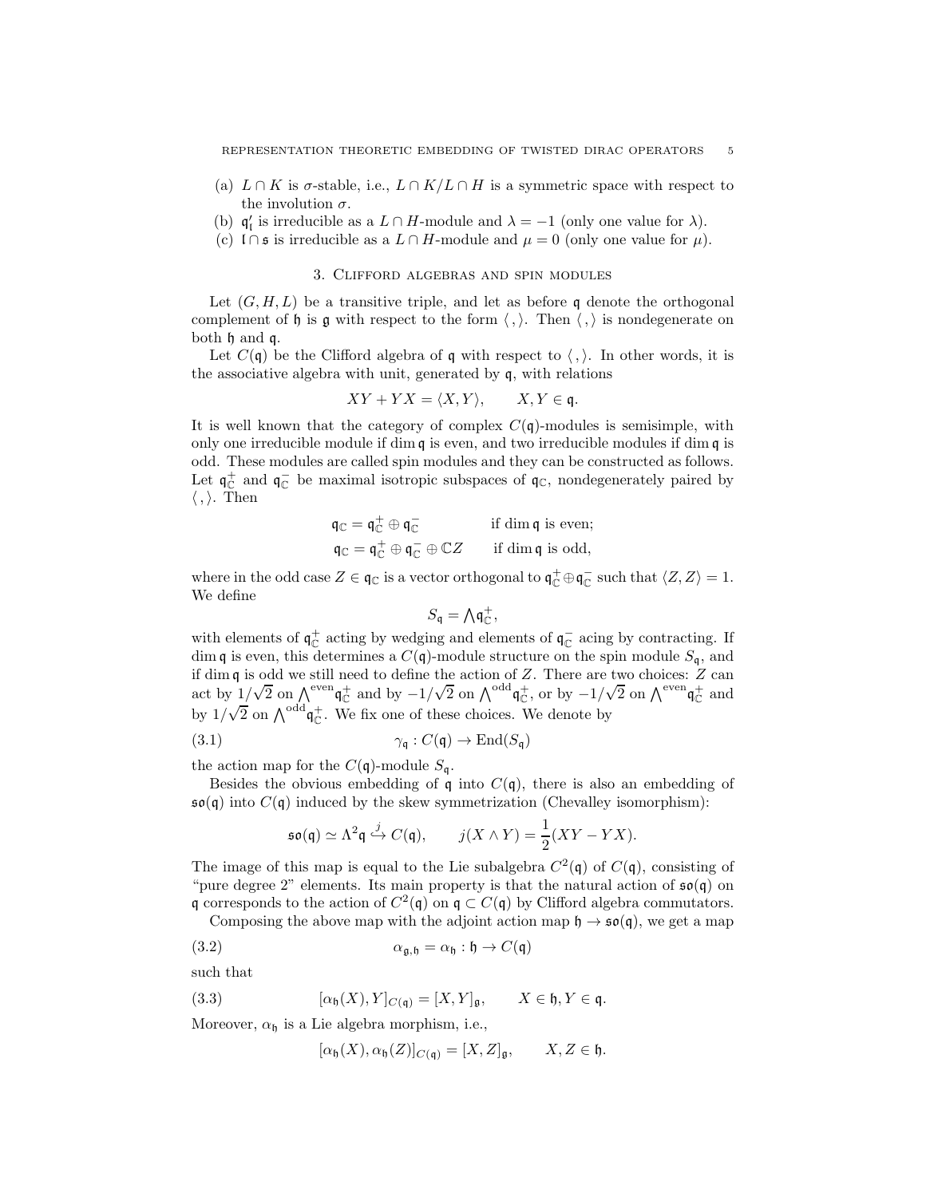(a) $L \cap K$ is $\sigma$-stable, i.e., $L \cap K/L \cap H$ is a symmetric space with respect to the involution $\sigma$.

(b) $\mathfrak{q}'_{\mathfrak{l}}$ is irreducible as a $L \cap H$-module and $\lambda = -1$ (only one value for $\lambda$).

(c) $\mathfrak{l} \cap \mathfrak{s}$ is irreducible as a $L \cap H$-module and $\mu = 0$ (only one value for $\mu$).

## 3. Clifford algebras and spin modules

Let $(G, H, L)$ be a transitive triple, and let as before $\mathfrak{q}$ denote the orthogonal complement of $\mathfrak{h}$ is $\mathfrak{g}$ with respect to the form $\langle\, ,\rangle$. Then $\langle\, ,\rangle$ is nondegenerate on both $\mathfrak{h}$ and $\mathfrak{q}$.

Let $C(\mathfrak{q})$ be the Clifford algebra of $\mathfrak{q}$ with respect to $\langle\, ,\rangle$. In other words, it is the associative algebra with unit, generated by $\mathfrak{q}$, with relations

$$XY + YX = \langle X, Y\rangle, \qquad X, Y \in \mathfrak{q}.$$

It is well known that the category of complex $C(\mathfrak{q})$-modules is semisimple, with only one irreducible module if $\dim \mathfrak{q}$ is even, and two irreducible modules if $\dim \mathfrak{q}$ is odd. These modules are called spin modules and they can be constructed as follows. Let $\mathfrak{q}^+_{\mathbb{C}}$ and $\mathfrak{q}^-_{\mathbb{C}}$ be maximal isotropic subspaces of $\mathfrak{q}_{\mathbb{C}}$, nondegenerately paired by $\langle\, ,\rangle$. Then

$$\mathfrak{q}_{\mathbb{C}} = \mathfrak{q}^+_{\mathbb{C}} \oplus \mathfrak{q}^-_{\mathbb{C}} \qquad \text{if } \dim \mathfrak{q} \text{ is even;}$$
$$\mathfrak{q}_{\mathbb{C}} = \mathfrak{q}^+_{\mathbb{C}} \oplus \mathfrak{q}^-_{\mathbb{C}} \oplus \mathbb{C}Z \qquad \text{if } \dim \mathfrak{q} \text{ is odd,}$$

where in the odd case $Z \in \mathfrak{q}_{\mathbb{C}}$ is a vector orthogonal to $\mathfrak{q}^+_{\mathbb{C}} \oplus \mathfrak{q}^-_{\mathbb{C}}$ such that $\langle Z, Z\rangle = 1$. We define

$$S_{\mathfrak{q}} = \textstyle\bigwedge \mathfrak{q}^+_{\mathbb{C}},$$

with elements of $\mathfrak{q}^+_{\mathbb{C}}$ acting by wedging and elements of $\mathfrak{q}^-_{\mathbb{C}}$ acing by contracting. If $\dim \mathfrak{q}$ is even, this determines a $C(\mathfrak{q})$-module structure on the spin module $S_{\mathfrak{q}}$, and if $\dim \mathfrak{q}$ is odd we still need to define the action of $Z$. There are two choices: $Z$ can act by $1/\sqrt{2}$ on $\bigwedge^{\text{even}} \mathfrak{q}^+_{\mathbb{C}}$ and by $-1/\sqrt{2}$ on $\bigwedge^{\text{odd}} \mathfrak{q}^+_{\mathbb{C}}$, or by $-1/\sqrt{2}$ on $\bigwedge^{\text{even}} \mathfrak{q}^+_{\mathbb{C}}$ and by $1/\sqrt{2}$ on $\bigwedge^{\text{odd}} \mathfrak{q}^+_{\mathbb{C}}$. We fix one of these choices. We denote by

$$\gamma_{\mathfrak{q}} : C(\mathfrak{q}) \to \operatorname{End}(S_{\mathfrak{q}}) \tag{3.1}$$

the action map for the $C(\mathfrak{q})$-module $S_{\mathfrak{q}}$.

Besides the obvious embedding of $\mathfrak{q}$ into $C(\mathfrak{q})$, there is also an embedding of $\mathfrak{so}(\mathfrak{q})$ into $C(\mathfrak{q})$ induced by the skew symmetrization (Chevalley isomorphism):

$$\mathfrak{so}(\mathfrak{q}) \simeq \Lambda^2 \mathfrak{q} \overset{j}{\hookrightarrow} C(\mathfrak{q}), \qquad j(X \wedge Y) = \frac{1}{2}(XY - YX).$$

The image of this map is equal to the Lie subalgebra $C^2(\mathfrak{q})$ of $C(\mathfrak{q})$, consisting of "pure degree 2" elements. Its main property is that the natural action of $\mathfrak{so}(\mathfrak{q})$ on $\mathfrak{q}$ corresponds to the action of $C^2(\mathfrak{q})$ on $\mathfrak{q} \subset C(\mathfrak{q})$ by Clifford algebra commutators.

Composing the above map with the adjoint action map $\mathfrak{h} \to \mathfrak{so}(\mathfrak{q})$, we get a map

$$\alpha_{\mathfrak{g},\mathfrak{h}} = \alpha_{\mathfrak{h}} : \mathfrak{h} \to C(\mathfrak{q}) \tag{3.2}$$

such that

$$[\alpha_{\mathfrak{h}}(X), Y]_{C(\mathfrak{q})} = [X, Y]_{\mathfrak{g}}, \qquad X \in \mathfrak{h}, Y \in \mathfrak{q}. \tag{3.3}$$

Moreover, $\alpha_{\mathfrak{h}}$ is a Lie algebra morphism, i.e.,

$$[\alpha_{\mathfrak{h}}(X), \alpha_{\mathfrak{h}}(Z)]_{C(\mathfrak{q})} = [X, Z]_{\mathfrak{g}}, \qquad X, Z \in \mathfrak{h}.$$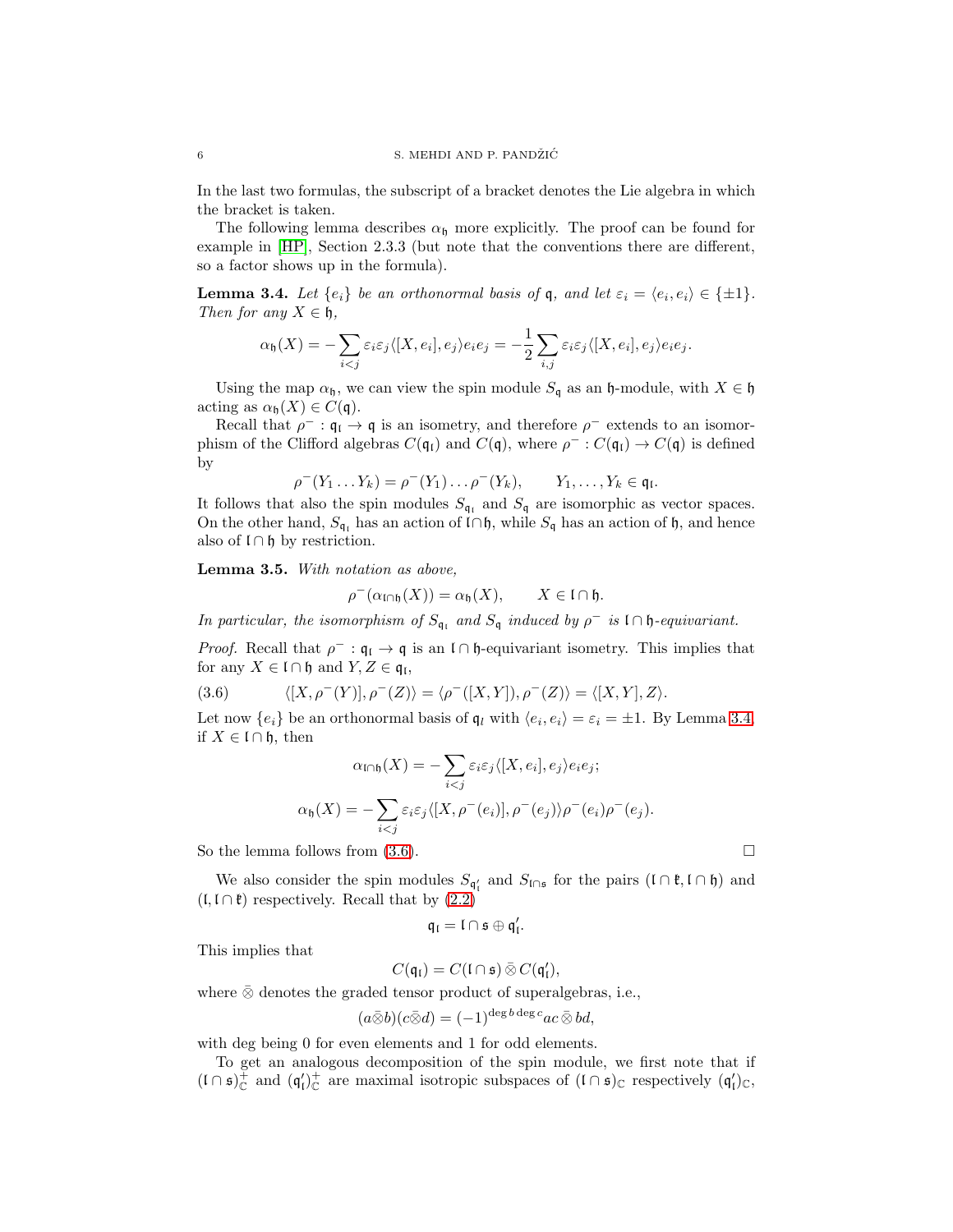In the last two formulas, the subscript of a bracket denotes the Lie algebra in which the bracket is taken.

The following lemma describes $\alpha_{\mathfrak{h}}$ more explicitly. The proof can be found for example in [HP], Section 2.3.3 (but note that the conventions there are different, so a factor shows up in the formula).

**Lemma 3.4.** *Let $\{e_i\}$ be an orthonormal basis of $\mathfrak{q}$, and let $\varepsilon_i = \langle e_i, e_i\rangle \in \{\pm 1\}$. Then for any $X \in \mathfrak{h}$,*

$$\alpha_{\mathfrak{h}}(X) = -\sum_{i<j} \varepsilon_i\varepsilon_j \langle [X, e_i], e_j\rangle e_i e_j = -\frac{1}{2}\sum_{i,j} \varepsilon_i\varepsilon_j \langle [X, e_i], e_j\rangle e_i e_j.$$

Using the map $\alpha_{\mathfrak{h}}$, we can view the spin module $S_{\mathfrak{q}}$ as an $\mathfrak{h}$-module, with $X \in \mathfrak{h}$ acting as $\alpha_{\mathfrak{h}}(X) \in C(\mathfrak{q})$.

Recall that $\rho^- : \mathfrak{q}_{\mathfrak{l}} \to \mathfrak{q}$ is an isometry, and therefore $\rho^-$ extends to an isomorphism of the Clifford algebras $C(\mathfrak{q}_{\mathfrak{l}})$ and $C(\mathfrak{q})$, where $\rho^- : C(\mathfrak{q}_{\mathfrak{l}}) \to C(\mathfrak{q})$ is defined by

$$\rho^-(Y_1 \dots Y_k) = \rho^-(Y_1)\dots\rho^-(Y_k), \qquad Y_1,\dots,Y_k \in \mathfrak{q}_{\mathfrak{l}}.$$

It follows that also the spin modules $S_{\mathfrak{q}_{\mathfrak{l}}}$ and $S_{\mathfrak{q}}$ are isomorphic as vector spaces. On the other hand, $S_{\mathfrak{q}_{\mathfrak{l}}}$ has an action of $\mathfrak{l}\cap\mathfrak{h}$, while $S_{\mathfrak{q}}$ has an action of $\mathfrak{h}$, and hence also of $\mathfrak{l}\cap\mathfrak{h}$ by restriction.

**Lemma 3.5.** *With notation as above,*

$$\rho^-(\alpha_{\mathfrak{l}\cap\mathfrak{h}}(X)) = \alpha_{\mathfrak{h}}(X), \qquad X \in \mathfrak{l}\cap\mathfrak{h}.$$

*In particular, the isomorphism of $S_{\mathfrak{q}_{\mathfrak{l}}}$ and $S_{\mathfrak{q}}$ induced by $\rho^-$ is $\mathfrak{l}\cap\mathfrak{h}$-equivariant.*

*Proof.* Recall that $\rho^- : \mathfrak{q}_{\mathfrak{l}} \to \mathfrak{q}$ is an $\mathfrak{l}\cap\mathfrak{h}$-equivariant isometry. This implies that for any $X \in \mathfrak{l}\cap\mathfrak{h}$ and $Y, Z \in \mathfrak{q}_{\mathfrak{l}}$,

$$\langle [X, \rho^-(Y)], \rho^-(Z)\rangle = \langle \rho^-([X,Y]), \rho^-(Z)\rangle = \langle [X,Y], Z\rangle. \tag{3.6}$$

Let now $\{e_i\}$ be an orthonormal basis of $\mathfrak{q}_l$ with $\langle e_i, e_i\rangle = \varepsilon_i = \pm 1$. By Lemma 3.4, if $X \in \mathfrak{l}\cap\mathfrak{h}$, then

$$\alpha_{\mathfrak{l}\cap\mathfrak{h}}(X) = -\sum_{i<j} \varepsilon_i\varepsilon_j \langle [X, e_i], e_j\rangle e_i e_j;$$

$$\alpha_{\mathfrak{h}}(X) = -\sum_{i<j} \varepsilon_i\varepsilon_j \langle [X, \rho^-(e_i)], \rho^-(e_j)\rangle \rho^-(e_i)\rho^-(e_j).$$

So the lemma follows from (3.6). $\square$

We also consider the spin modules $S_{\mathfrak{q}'_{\mathfrak{l}}}$ and $S_{\mathfrak{l}\cap\mathfrak{s}}$ for the pairs $(\mathfrak{l}\cap\mathfrak{k}, \mathfrak{l}\cap\mathfrak{h})$ and $(\mathfrak{l}, \mathfrak{l}\cap\mathfrak{k})$ respectively. Recall that by (2.2)

$$\mathfrak{q}_{\mathfrak{l}} = \mathfrak{l}\cap\mathfrak{s} \oplus \mathfrak{q}'_{\mathfrak{l}}.$$

This implies that

$$C(\mathfrak{q}_{\mathfrak{l}}) = C(\mathfrak{l}\cap\mathfrak{s}) \,\bar{\otimes}\, C(\mathfrak{q}'_{\mathfrak{l}}),$$

where $\bar{\otimes}$ denotes the graded tensor product of superalgebras, i.e.,

$$(a\bar{\otimes} b)(c\bar{\otimes} d) = (-1)^{\deg b \deg c} ac \,\bar{\otimes}\, bd,$$

with deg being 0 for even elements and 1 for odd elements.

To get an analogous decomposition of the spin module, we first note that if $(\mathfrak{l}\cap\mathfrak{s})^+_{\mathbb{C}}$ and $(\mathfrak{q}'_{\mathfrak{l}})^+_{\mathbb{C}}$ are maximal isotropic subspaces of $(\mathfrak{l}\cap\mathfrak{s})_{\mathbb{C}}$ respectively $(\mathfrak{q}'_{\mathfrak{l}})_{\mathbb{C}}$,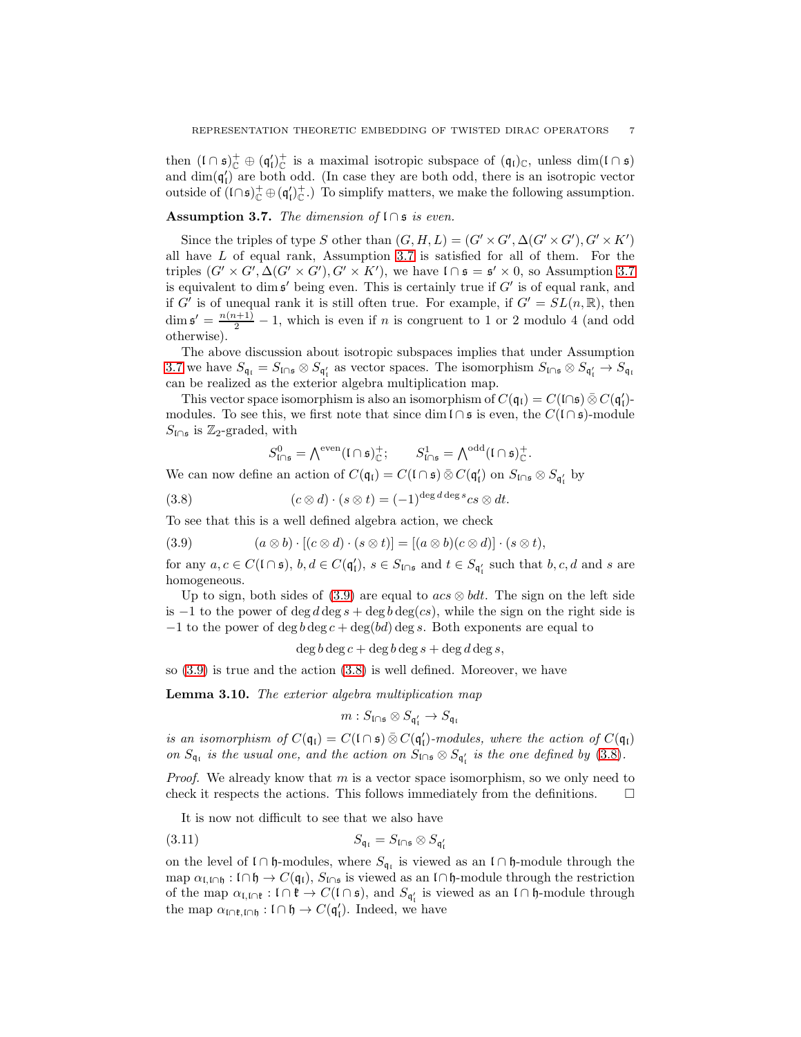then $(\mathfrak{l}\cap\mathfrak{s})^+_{\mathbb{C}} \oplus (\mathfrak{q}'_{\mathfrak{l}})^+_{\mathbb{C}}$ is a maximal isotropic subspace of $(\mathfrak{q}_{\mathfrak{l}})_{\mathbb{C}}$, unless $\dim(\mathfrak{l}\cap\mathfrak{s})$ and $\dim(\mathfrak{q}'_{\mathfrak{l}})$ are both odd. (In case they are both odd, there is an isotropic vector outside of $(\mathfrak{l}\cap\mathfrak{s})^+_{\mathbb{C}} \oplus (\mathfrak{q}'_{\mathfrak{l}})^+_{\mathbb{C}}$.) To simplify matters, we make the following assumption.

**Assumption 3.7.** *The dimension of $\mathfrak{l}\cap\mathfrak{s}$ is even.*

Since the triples of type $S$ other than $(G,H,L) = (G'\times G', \Delta(G'\times G'), G'\times K')$ all have $L$ of equal rank, Assumption 3.7 is satisfied for all of them. For the triples $(G'\times G', \Delta(G'\times G'), G'\times K')$, we have $\mathfrak{l}\cap\mathfrak{s} = \mathfrak{s}'\times 0$, so Assumption 3.7 is equivalent to $\dim\mathfrak{s}'$ being even. This is certainly true if $G'$ is of equal rank, and if $G'$ is of unequal rank it is still often true. For example, if $G' = SL(n,\mathbb{R})$, then $\dim\mathfrak{s}' = \frac{n(n+1)}{2} - 1$, which is even if $n$ is congruent to 1 or 2 modulo 4 (and odd otherwise).

The above discussion about isotropic subspaces implies that under Assumption 3.7 we have $S_{\mathfrak{q}_{\mathfrak{l}}} = S_{\mathfrak{l}\cap\mathfrak{s}} \otimes S_{\mathfrak{q}'_{\mathfrak{l}}}$ as vector spaces. The isomorphism $S_{\mathfrak{l}\cap\mathfrak{s}} \otimes S_{\mathfrak{q}'_{\mathfrak{l}}} \to S_{\mathfrak{q}_{\mathfrak{l}}}$ can be realized as the exterior algebra multiplication map.

This vector space isomorphism is also an isomorphism of $C(\mathfrak{q}_{\mathfrak{l}}) = C(\mathfrak{l}\cap\mathfrak{s}) \bar{\otimes} C(\mathfrak{q}'_{\mathfrak{l}})$-modules. To see this, we first note that since $\dim\mathfrak{l}\cap\mathfrak{s}$ is even, the $C(\mathfrak{l}\cap\mathfrak{s})$-module $S_{\mathfrak{l}\cap\mathfrak{s}}$ is $\mathbb{Z}_2$-graded, with

$$S^0_{\mathfrak{l}\cap\mathfrak{s}} = \textstyle\bigwedge^{\text{even}}(\mathfrak{l}\cap\mathfrak{s})^+_{\mathbb{C}}; \qquad S^1_{\mathfrak{l}\cap\mathfrak{s}} = \textstyle\bigwedge^{\text{odd}}(\mathfrak{l}\cap\mathfrak{s})^+_{\mathbb{C}}.$$

We can now define an action of $C(\mathfrak{q}_{\mathfrak{l}}) = C(\mathfrak{l}\cap\mathfrak{s}) \bar{\otimes} C(\mathfrak{q}'_{\mathfrak{l}})$ on $S_{\mathfrak{l}\cap\mathfrak{s}} \otimes S_{\mathfrak{q}'_{\mathfrak{l}}}$ by

$$(c\otimes d)\cdot(s\otimes t) = (-1)^{\deg d \deg s} cs\otimes dt. \tag{3.8}$$

To see that this is a well defined algebra action, we check

$$(a\otimes b)\cdot[(c\otimes d)\cdot(s\otimes t)] = [(a\otimes b)(c\otimes d)]\cdot(s\otimes t), \tag{3.9}$$

for any $a,c\in C(\mathfrak{l}\cap\mathfrak{s})$, $b,d\in C(\mathfrak{q}'_{\mathfrak{l}})$, $s\in S_{\mathfrak{l}\cap\mathfrak{s}}$ and $t\in S_{\mathfrak{q}'_{\mathfrak{l}}}$ such that $b,c,d$ and $s$ are homogeneous.

Up to sign, both sides of (3.9) are equal to $acs\otimes bdt$. The sign on the left side is $-1$ to the power of $\deg d\deg s + \deg b\deg(cs)$, while the sign on the right side is $-1$ to the power of $\deg b\deg c + \deg(bd)\deg s$. Both exponents are equal to

$$\deg b\deg c + \deg b\deg s + \deg d\deg s,$$

so (3.9) is true and the action (3.8) is well defined. Moreover, we have

**Lemma 3.10.** *The exterior algebra multiplication map*

$$m : S_{\mathfrak{l}\cap\mathfrak{s}} \otimes S_{\mathfrak{q}'_{\mathfrak{l}}} \to S_{\mathfrak{q}_{\mathfrak{l}}}$$

*is an isomorphism of $C(\mathfrak{q}_{\mathfrak{l}}) = C(\mathfrak{l}\cap\mathfrak{s}) \bar{\otimes} C(\mathfrak{q}'_{\mathfrak{l}})$-modules, where the action of $C(\mathfrak{q}_{\mathfrak{l}})$ on $S_{\mathfrak{q}_{\mathfrak{l}}}$ is the usual one, and the action on $S_{\mathfrak{l}\cap\mathfrak{s}} \otimes S_{\mathfrak{q}'_{\mathfrak{l}}}$ is the one defined by (3.8).*

*Proof.* We already know that $m$ is a vector space isomorphism, so we only need to check it respects the actions. This follows immediately from the definitions. $\square$

It is now not difficult to see that we also have

$$S_{\mathfrak{q}_{\mathfrak{l}}} = S_{\mathfrak{l}\cap\mathfrak{s}} \otimes S_{\mathfrak{q}'_{\mathfrak{l}}} \tag{3.11}$$

on the level of $\mathfrak{l}\cap\mathfrak{h}$-modules, where $S_{\mathfrak{q}_{\mathfrak{l}}}$ is viewed as an $\mathfrak{l}\cap\mathfrak{h}$-module through the map $\alpha_{\mathfrak{l},\mathfrak{l}\cap\mathfrak{h}} : \mathfrak{l}\cap\mathfrak{h} \to C(\mathfrak{q}_{\mathfrak{l}})$, $S_{\mathfrak{l}\cap\mathfrak{s}}$ is viewed as an $\mathfrak{l}\cap\mathfrak{h}$-module through the restriction of the map $\alpha_{\mathfrak{l},\mathfrak{l}\cap\mathfrak{k}} : \mathfrak{l}\cap\mathfrak{k} \to C(\mathfrak{l}\cap\mathfrak{s})$, and $S_{\mathfrak{q}'_{\mathfrak{l}}}$ is viewed as an $\mathfrak{l}\cap\mathfrak{h}$-module through the map $\alpha_{\mathfrak{l}\cap\mathfrak{k},\mathfrak{l}\cap\mathfrak{h}} : \mathfrak{l}\cap\mathfrak{h} \to C(\mathfrak{q}'_{\mathfrak{l}})$. Indeed, we have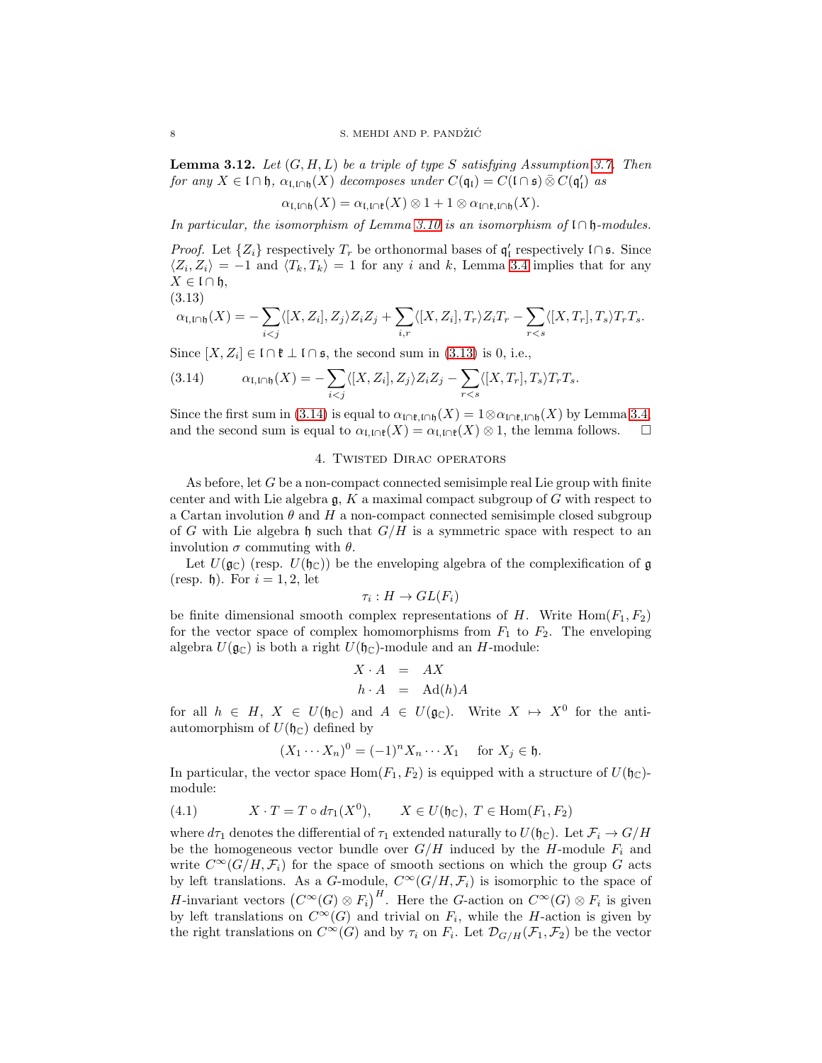**Lemma 3.12.** *Let $(G, H, L)$ be a triple of type S satisfying Assumption 3.7. Then for any $X \in \mathfrak{l} \cap \mathfrak{h}$, $\alpha_{\mathfrak{l},\mathfrak{l}\cap\mathfrak{h}}(X)$ decomposes under $C(\mathfrak{q}_\mathfrak{l}) = C(\mathfrak{l} \cap \mathfrak{s}) \bar{\otimes} C(\mathfrak{q}'_\mathfrak{l})$ as*

$$\alpha_{\mathfrak{l},\mathfrak{l}\cap\mathfrak{h}}(X) = \alpha_{\mathfrak{l},\mathfrak{l}\cap\mathfrak{k}}(X) \otimes 1 + 1 \otimes \alpha_{\mathfrak{l}\cap\mathfrak{k},\mathfrak{l}\cap\mathfrak{h}}(X).$$

*In particular, the isomorphism of Lemma 3.10 is an isomorphism of $\mathfrak{l} \cap \mathfrak{h}$-modules.*

*Proof.* Let $\{Z_i\}$ respectively $T_r$ be orthonormal bases of $\mathfrak{q}'_\mathfrak{l}$ respectively $\mathfrak{l} \cap \mathfrak{s}$. Since $\langle Z_i, Z_i \rangle = -1$ and $\langle T_k, T_k \rangle = 1$ for any $i$ and $k$, Lemma 3.4 implies that for any $X \in \mathfrak{l} \cap \mathfrak{h}$,

(3.13)
$$\alpha_{\mathfrak{l},\mathfrak{l}\cap\mathfrak{h}}(X) = -\sum_{i<j} \langle [X, Z_i], Z_j \rangle Z_i Z_j + \sum_{i,r} \langle [X, Z_i], T_r \rangle Z_i T_r - \sum_{r<s} \langle [X, T_r], T_s \rangle T_r T_s.$$

Since $[X, Z_i] \in \mathfrak{l} \cap \mathfrak{k} \perp \mathfrak{l} \cap \mathfrak{s}$, the second sum in (3.13) is 0, i.e.,

$$\alpha_{\mathfrak{l},\mathfrak{l}\cap\mathfrak{h}}(X) = -\sum_{i<j} \langle [X, Z_i], Z_j \rangle Z_i Z_j - \sum_{r<s} \langle [X, T_r], T_s \rangle T_r T_s. \tag{3.14}$$

Since the first sum in (3.14) is equal to $\alpha_{\mathfrak{l}\cap\mathfrak{k},\mathfrak{l}\cap\mathfrak{h}}(X) = 1 \otimes \alpha_{\mathfrak{l}\cap\mathfrak{k},\mathfrak{l}\cap\mathfrak{h}}(X)$ by Lemma 3.4, and the second sum is equal to $\alpha_{\mathfrak{l},\mathfrak{l}\cap\mathfrak{k}}(X) = \alpha_{\mathfrak{l},\mathfrak{l}\cap\mathfrak{k}}(X) \otimes 1$, the lemma follows. $\square$

## 4. Twisted Dirac operators

As before, let $G$ be a non-compact connected semisimple real Lie group with finite center and with Lie algebra $\mathfrak{g}$, $K$ a maximal compact subgroup of $G$ with respect to a Cartan involution $\theta$ and $H$ a non-compact connected semisimple closed subgroup of $G$ with Lie algebra $\mathfrak{h}$ such that $G/H$ is a symmetric space with respect to an involution $\sigma$ commuting with $\theta$.

Let $U(\mathfrak{g}_\mathbb{C})$ (resp. $U(\mathfrak{h}_\mathbb{C})$) be the enveloping algebra of the complexification of $\mathfrak{g}$ (resp. $\mathfrak{h}$). For $i = 1, 2$, let

$$\tau_i : H \to GL(F_i)$$

be finite dimensional smooth complex representations of $H$. Write $\mathrm{Hom}(F_1, F_2)$ for the vector space of complex homomorphisms from $F_1$ to $F_2$. The enveloping algebra $U(\mathfrak{g}_\mathbb{C})$ is both a right $U(\mathfrak{h}_\mathbb{C})$-module and an $H$-module:

$$\begin{aligned} X \cdot A &= AX \\ h \cdot A &= \mathrm{Ad}(h)A \end{aligned}$$

for all $h \in H$, $X \in U(\mathfrak{h}_\mathbb{C})$ and $A \in U(\mathfrak{g}_\mathbb{C})$. Write $X \mapsto X^0$ for the anti-automorphism of $U(\mathfrak{h}_\mathbb{C})$ defined by

$$(X_1 \cdots X_n)^0 = (-1)^n X_n \cdots X_1 \quad \text{for } X_j \in \mathfrak{h}.$$

In particular, the vector space $\mathrm{Hom}(F_1, F_2)$ is equipped with a structure of $U(\mathfrak{h}_\mathbb{C})$-module:

$$X \cdot T = T \circ d\tau_1(X^0), \qquad X \in U(\mathfrak{h}_\mathbb{C}),\ T \in \mathrm{Hom}(F_1, F_2) \tag{4.1}$$

where $d\tau_1$ denotes the differential of $\tau_1$ extended naturally to $U(\mathfrak{h}_\mathbb{C})$. Let $\mathcal{F}_i \to G/H$ be the homogeneous vector bundle over $G/H$ induced by the $H$-module $F_i$ and write $C^\infty(G/H, \mathcal{F}_i)$ for the space of smooth sections on which the group $G$ acts by left translations. As a $G$-module, $C^\infty(G/H, \mathcal{F}_i)$ is isomorphic to the space of $H$-invariant vectors $\left(C^\infty(G) \otimes F_i\right)^H$. Here the $G$-action on $C^\infty(G) \otimes F_i$ is given by left translations on $C^\infty(G)$ and trivial on $F_i$, while the $H$-action is given by the right translations on $C^\infty(G)$ and by $\tau_i$ on $F_i$. Let $\mathcal{D}_{G/H}(\mathcal{F}_1, \mathcal{F}_2)$ be the vector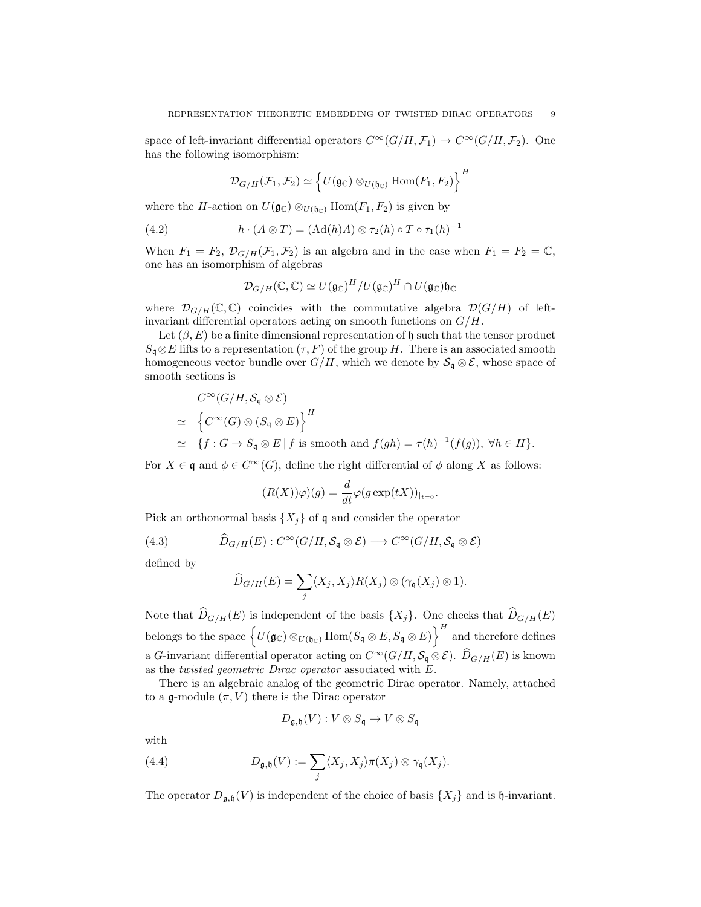space of left-invariant differential operators $C^\infty(G/H, \mathcal{F}_1) \to C^\infty(G/H, \mathcal{F}_2)$. One has the following isomorphism:

$$\mathcal{D}_{G/H}(\mathcal{F}_1, \mathcal{F}_2) \simeq \Big\{ U(\mathfrak{g}_\mathbb{C}) \otimes_{U(\mathfrak{h}_\mathbb{C})} \mathrm{Hom}(F_1, F_2) \Big\}^H$$

where the $H$-action on $U(\mathfrak{g}_\mathbb{C}) \otimes_{U(\mathfrak{h}_\mathbb{C})} \mathrm{Hom}(F_1, F_2)$ is given by

$$h \cdot (A \otimes T) = (\mathrm{Ad}(h)A) \otimes \tau_2(h) \circ T \circ \tau_1(h)^{-1} \tag{4.2}$$

When $F_1 = F_2$, $\mathcal{D}_{G/H}(\mathcal{F}_1, \mathcal{F}_2)$ is an algebra and in the case when $F_1 = F_2 = \mathbb{C}$, one has an isomorphism of algebras

$$\mathcal{D}_{G/H}(\mathbb{C}, \mathbb{C}) \simeq U(\mathfrak{g}_\mathbb{C})^H / U(\mathfrak{g}_\mathbb{C})^H \cap U(\mathfrak{g}_\mathbb{C})\mathfrak{h}_\mathbb{C}$$

where $\mathcal{D}_{G/H}(\mathbb{C}, \mathbb{C})$ coincides with the commutative algebra $\mathcal{D}(G/H)$ of left-invariant differential operators acting on smooth functions on $G/H$.

Let $(\beta, E)$ be a finite dimensional representation of $\mathfrak{h}$ such that the tensor product $S_\mathfrak{q} \otimes E$ lifts to a representation $(\tau, F)$ of the group $H$. There is an associated smooth homogeneous vector bundle over $G/H$, which we denote by $\mathcal{S}_\mathfrak{q} \otimes \mathcal{E}$, whose space of smooth sections is

$$\begin{aligned}
& C^\infty(G/H, \mathcal{S}_\mathfrak{q} \otimes \mathcal{E}) \\
\simeq \;& \Big\{ C^\infty(G) \otimes (S_\mathfrak{q} \otimes E) \Big\}^H \\
\simeq \;& \{ f : G \to S_\mathfrak{q} \otimes E \,|\, f \text{ is smooth and } f(gh) = \tau(h)^{-1}(f(g)), \ \forall h \in H \}.
\end{aligned}$$

For $X \in \mathfrak{q}$ and $\phi \in C^\infty(G)$, define the right differential of $\phi$ along $X$ as follows:

$$(R(X))\varphi)(g) = \frac{d}{dt}\varphi(g \exp(tX))_{|_{t=0}}.$$

Pick an orthonormal basis $\{X_j\}$ of $\mathfrak{q}$ and consider the operator

$$\widehat{D}_{G/H}(E) : C^\infty(G/H, \mathcal{S}_\mathfrak{q} \otimes \mathcal{E}) \longrightarrow C^\infty(G/H, \mathcal{S}_\mathfrak{q} \otimes \mathcal{E}) \tag{4.3}$$

defined by

$$\widehat{D}_{G/H}(E) = \sum_j \langle X_j, X_j \rangle R(X_j) \otimes (\gamma_\mathfrak{q}(X_j) \otimes 1).$$

Note that $\widehat{D}_{G/H}(E)$ is independent of the basis $\{X_j\}$. One checks that $\widehat{D}_{G/H}(E)$ belongs to the space $\Big\{ U(\mathfrak{g}_\mathbb{C}) \otimes_{U(\mathfrak{h}_\mathbb{C})} \mathrm{Hom}(S_\mathfrak{q} \otimes E, S_\mathfrak{q} \otimes E) \Big\}^H$ and therefore defines a $G$-invariant differential operator acting on $C^\infty(G/H, \mathcal{S}_\mathfrak{q} \otimes \mathcal{E})$. $\widehat{D}_{G/H}(E)$ is known as the *twisted geometric Dirac operator* associated with $E$.

There is an algebraic analog of the geometric Dirac operator. Namely, attached to a $\mathfrak{g}$-module $(\pi, V)$ there is the Dirac operator

$$D_{\mathfrak{g},\mathfrak{h}}(V) : V \otimes S_\mathfrak{q} \to V \otimes S_\mathfrak{q}$$

with

$$D_{\mathfrak{g},\mathfrak{h}}(V) := \sum_j \langle X_j, X_j \rangle \pi(X_j) \otimes \gamma_\mathfrak{q}(X_j). \tag{4.4}$$

The operator $D_{\mathfrak{g},\mathfrak{h}}(V)$ is independent of the choice of basis $\{X_j\}$ and is $\mathfrak{h}$-invariant.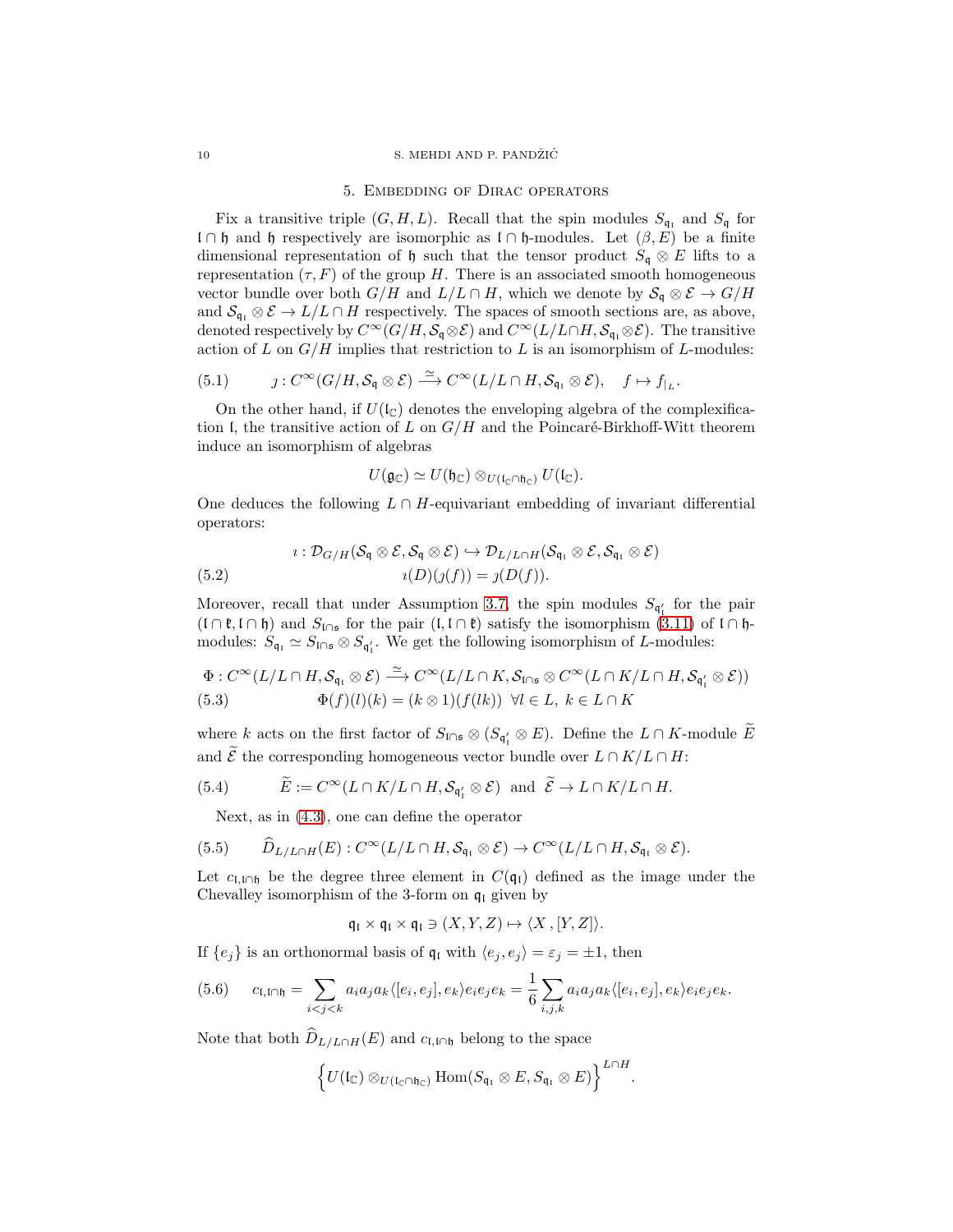## 5. Embedding of Dirac operators

Fix a transitive triple $(G, H, L)$. Recall that the spin modules $S_{\mathfrak{q}_\mathfrak{l}}$ and $S_\mathfrak{q}$ for $\mathfrak{l} \cap \mathfrak{h}$ and $\mathfrak{h}$ respectively are isomorphic as $\mathfrak{l} \cap \mathfrak{h}$-modules. Let $(\beta, E)$ be a finite dimensional representation of $\mathfrak{h}$ such that the tensor product $S_\mathfrak{q} \otimes E$ lifts to a representation $(\tau, F)$ of the group $H$. There is an associated smooth homogeneous vector bundle over both $G/H$ and $L/L \cap H$, which we denote by $\mathcal{S}_\mathfrak{q} \otimes \mathcal{E} \to G/H$ and $\mathcal{S}_{\mathfrak{q}_\mathfrak{l}} \otimes \mathcal{E} \to L/L \cap H$ respectively. The spaces of smooth sections are, as above, denoted respectively by $C^\infty(G/H, \mathcal{S}_\mathfrak{q} \otimes \mathcal{E})$ and $C^\infty(L/L \cap H, \mathcal{S}_{\mathfrak{q}_\mathfrak{l}} \otimes \mathcal{E})$. The transitive action of $L$ on $G/H$ implies that restriction to $L$ is an isomorphism of $L$-modules:

$$\jmath : C^\infty(G/H, \mathcal{S}_\mathfrak{q} \otimes \mathcal{E}) \xrightarrow{\simeq} C^\infty(L/L \cap H, \mathcal{S}_{\mathfrak{q}_\mathfrak{l}} \otimes \mathcal{E}), \quad f \mapsto f_{|_L}. \tag{5.1}$$

On the other hand, if $U(\mathfrak{l}_\mathbb{C})$ denotes the enveloping algebra of the complexification $\mathfrak{l}$, the transitive action of $L$ on $G/H$ and the Poincaré-Birkhoff-Witt theorem induce an isomorphism of algebras

$$U(\mathfrak{g}_\mathbb{C}) \simeq U(\mathfrak{h}_\mathbb{C}) \otimes_{U(\mathfrak{l}_\mathbb{C} \cap \mathfrak{h}_\mathbb{C})} U(\mathfrak{l}_\mathbb{C}).$$

One deduces the following $L \cap H$-equivariant embedding of invariant differential operators:

$$\begin{aligned} \imath : \mathcal{D}_{G/H}(\mathcal{S}_\mathfrak{q} \otimes \mathcal{E}, \mathcal{S}_\mathfrak{q} \otimes \mathcal{E}) &\hookrightarrow \mathcal{D}_{L/L\cap H}(\mathcal{S}_{\mathfrak{q}_\mathfrak{l}} \otimes \mathcal{E}, \mathcal{S}_{\mathfrak{q}_\mathfrak{l}} \otimes \mathcal{E}) \\ \imath(D)(\jmath(f)) &= \jmath(D(f)). \end{aligned} \tag{5.2}$$

Moreover, recall that under Assumption 3.7, the spin modules $S_{\mathfrak{q}'_\mathfrak{l}}$ for the pair $(\mathfrak{l} \cap \mathfrak{k}, \mathfrak{l} \cap \mathfrak{h})$ and $S_{\mathfrak{l}\cap\mathfrak{s}}$ for the pair $(\mathfrak{l}, \mathfrak{l} \cap \mathfrak{k})$ satisfy the isomorphism (3.11) of $\mathfrak{l} \cap \mathfrak{h}$-modules: $S_{\mathfrak{q}_\mathfrak{l}} \simeq S_{\mathfrak{l}\cap\mathfrak{s}} \otimes S_{\mathfrak{q}'_\mathfrak{l}}$. We get the following isomorphism of $L$-modules:

$$\begin{aligned} \Phi : C^\infty(L/L \cap H, \mathcal{S}_{\mathfrak{q}_\mathfrak{l}} \otimes \mathcal{E}) &\xrightarrow{\simeq} C^\infty(L/L \cap K, \mathcal{S}_{\mathfrak{l}\cap\mathfrak{s}} \otimes C^\infty(L \cap K/L \cap H, \mathcal{S}_{\mathfrak{q}'_\mathfrak{l}} \otimes \mathcal{E})) \\ \Phi(f)(l)(k) &= (k \otimes 1)(f(lk)) \ \ \forall l \in L, \ k \in L \cap K \end{aligned} \tag{5.3}$$

where $k$ acts on the first factor of $S_{\mathfrak{l}\cap\mathfrak{s}} \otimes (S_{\mathfrak{q}'_\mathfrak{l}} \otimes E)$. Define the $L \cap K$-module $\widetilde{E}$ and $\widetilde{\mathcal{E}}$ the corresponding homogeneous vector bundle over $L \cap K/L \cap H$:

$$\widetilde{E} := C^\infty(L \cap K/L \cap H, \mathcal{S}_{\mathfrak{q}'_\mathfrak{l}} \otimes \mathcal{E}) \ \text{ and } \ \widetilde{\mathcal{E}} \to L \cap K/L \cap H. \tag{5.4}$$

Next, as in (4.3), one can define the operator

$$\widehat{D}_{L/L\cap H}(E) : C^\infty(L/L \cap H, \mathcal{S}_{\mathfrak{q}_\mathfrak{l}} \otimes \mathcal{E}) \to C^\infty(L/L \cap H, \mathcal{S}_{\mathfrak{q}_\mathfrak{l}} \otimes \mathcal{E}). \tag{5.5}$$

Let $c_{\mathfrak{l},\mathfrak{l}\cap\mathfrak{h}}$ be the degree three element in $C(\mathfrak{q}_\mathfrak{l})$ defined as the image under the Chevalley isomorphism of the 3-form on $\mathfrak{q}_\mathfrak{l}$ given by

$$\mathfrak{q}_\mathfrak{l} \times \mathfrak{q}_\mathfrak{l} \times \mathfrak{q}_\mathfrak{l} \ni (X, Y, Z) \mapsto \langle X \, , [Y, Z] \rangle.$$

If $\{e_j\}$ is an orthonormal basis of $\mathfrak{q}_\mathfrak{l}$ with $\langle e_j, e_j \rangle = \varepsilon_j = \pm 1$, then

$$c_{\mathfrak{l},\mathfrak{l}\cap\mathfrak{h}} = \sum_{i<j<k} a_i a_j a_k \langle [e_i, e_j], e_k \rangle e_i e_j e_k = \frac{1}{6} \sum_{i,j,k} a_i a_j a_k \langle [e_i, e_j], e_k \rangle e_i e_j e_k. \tag{5.6}$$

Note that both $\widehat{D}_{L/L\cap H}(E)$ and $c_{\mathfrak{l},\mathfrak{l}\cap\mathfrak{h}}$ belong to the space

$$\Big\{ U(\mathfrak{l}_\mathbb{C}) \otimes_{U(\mathfrak{l}_\mathbb{C} \cap \mathfrak{h}_\mathbb{C})} \operatorname{Hom}(S_{\mathfrak{q}_\mathfrak{l}} \otimes E, S_{\mathfrak{q}_\mathfrak{l}} \otimes E) \Big\}^{L\cap H}.$$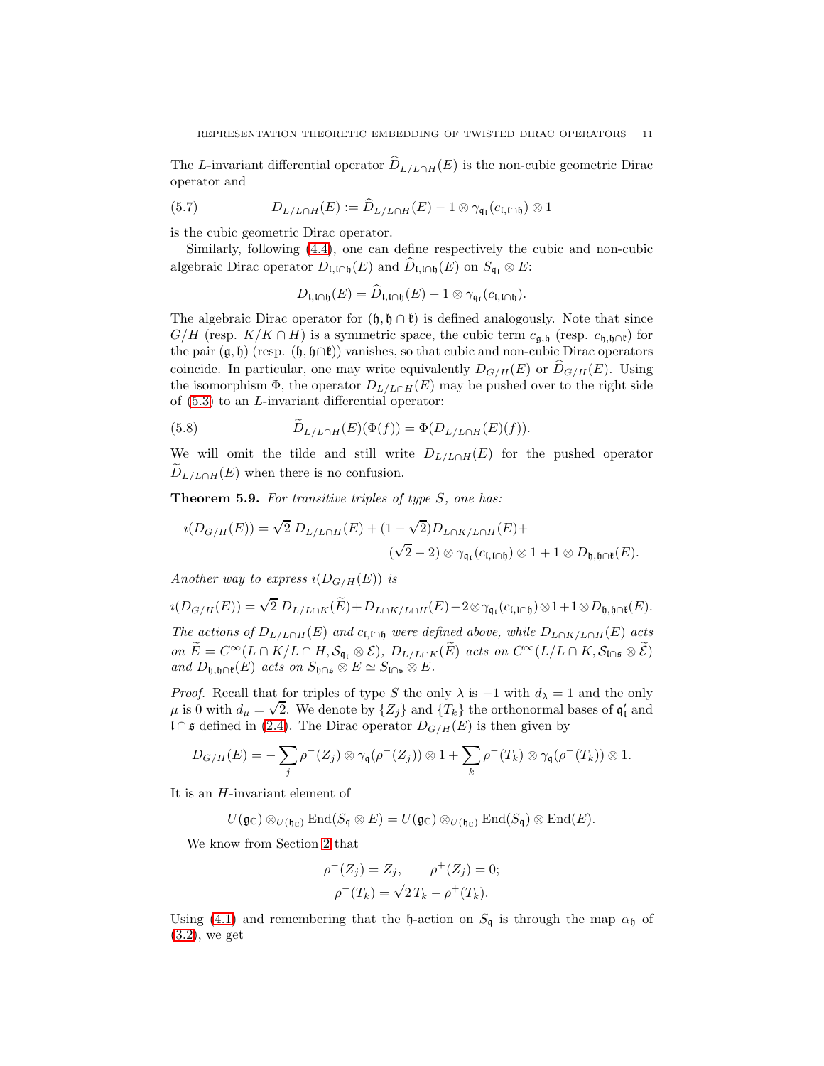The $L$-invariant differential operator $\widehat{D}_{L/L\cap H}(E)$ is the non-cubic geometric Dirac operator and

$$D_{L/L\cap H}(E) := \widehat{D}_{L/L\cap H}(E) - 1\otimes\gamma_{\mathfrak{q}_{\mathfrak{l}}}(c_{\mathfrak{l},\mathfrak{l}\cap\mathfrak{h}})\otimes 1 \tag{5.7}$$

is the cubic geometric Dirac operator.

Similarly, following (4.4), one can define respectively the cubic and non-cubic algebraic Dirac operator $D_{\mathfrak{l},\mathfrak{l}\cap\mathfrak{h}}(E)$ and $\widehat{D}_{\mathfrak{l},\mathfrak{l}\cap\mathfrak{h}}(E)$ on $S_{\mathfrak{q}_{\mathfrak{l}}}\otimes E$:

$$D_{\mathfrak{l},\mathfrak{l}\cap\mathfrak{h}}(E) = \widehat{D}_{\mathfrak{l},\mathfrak{l}\cap\mathfrak{h}}(E) - 1\otimes\gamma_{\mathfrak{q}_{\mathfrak{l}}}(c_{\mathfrak{l},\mathfrak{l}\cap\mathfrak{h}}).$$

The algebraic Dirac operator for $(\mathfrak{h},\mathfrak{h}\cap\mathfrak{k})$ is defined analogously. Note that since $G/H$ (resp. $K/K\cap H$) is a symmetric space, the cubic term $c_{\mathfrak{g},\mathfrak{h}}$ (resp. $c_{\mathfrak{h},\mathfrak{h}\cap\mathfrak{k}}$) for the pair $(\mathfrak{g},\mathfrak{h})$ (resp. $(\mathfrak{h},\mathfrak{h}\cap\mathfrak{k})$) vanishes, so that cubic and non-cubic Dirac operators coincide. In particular, one may write equivalently $D_{G/H}(E)$ or $\widehat{D}_{G/H}(E)$. Using the isomorphism $\Phi$, the operator $D_{L/L\cap H}(E)$ may be pushed over to the right side of (5.3) to an $L$-invariant differential operator:

$$\widetilde{D}_{L/L\cap H}(E)(\Phi(f)) = \Phi(D_{L/L\cap H}(E)(f)). \tag{5.8}$$

We will omit the tilde and still write $D_{L/L\cap H}(E)$ for the pushed operator $\widetilde{D}_{L/L\cap H}(E)$ when there is no confusion.

**Theorem 5.9.** *For transitive triples of type S, one has:*

$$\imath(D_{G/H}(E)) = \sqrt{2}\, D_{L/L\cap H}(E) + (1-\sqrt{2})D_{L\cap K/L\cap H}(E) + (\sqrt{2}-2)\otimes\gamma_{\mathfrak{q}_{\mathfrak{l}}}(c_{\mathfrak{l},\mathfrak{l}\cap\mathfrak{h}})\otimes 1 + 1\otimes D_{\mathfrak{h},\mathfrak{h}\cap\mathfrak{k}}(E).$$

*Another way to express $\imath(D_{G/H}(E))$ is*

$$\imath(D_{G/H}(E)) = \sqrt{2}\, D_{L/L\cap K}(\widetilde{E}) + D_{L\cap K/L\cap H}(E) - 2\otimes\gamma_{\mathfrak{q}_{\mathfrak{l}}}(c_{\mathfrak{l},\mathfrak{l}\cap\mathfrak{h}})\otimes 1 + 1\otimes D_{\mathfrak{h},\mathfrak{h}\cap\mathfrak{k}}(E).$$

*The actions of $D_{L/L\cap H}(E)$ and $c_{\mathfrak{l},\mathfrak{l}\cap\mathfrak{h}}$ were defined above, while $D_{L\cap K/L\cap H}(E)$ acts on $\widetilde{E} = C^\infty(L\cap K/L\cap H, \mathcal{S}_{\mathfrak{q}_{\mathfrak{l}}}\otimes\mathcal{E})$, $D_{L/L\cap K}(\widetilde{E})$ acts on $C^\infty(L/L\cap K, \mathcal{S}_{\mathfrak{l}\cap\mathfrak{s}}\otimes\widetilde{\mathcal{E}})$ and $D_{\mathfrak{h},\mathfrak{h}\cap\mathfrak{k}}(E)$ acts on $S_{\mathfrak{h}\cap\mathfrak{s}}\otimes E \simeq S_{\mathfrak{l}\cap\mathfrak{s}}\otimes E$.*

*Proof.* Recall that for triples of type $S$ the only $\lambda$ is $-1$ with $d_\lambda = 1$ and the only $\mu$ is $0$ with $d_\mu = \sqrt{2}$. We denote by $\{Z_j\}$ and $\{T_k\}$ the orthonormal bases of $\mathfrak{q}_{\mathfrak{l}}'$ and $\mathfrak{l}\cap\mathfrak{s}$ defined in (2.4). The Dirac operator $D_{G/H}(E)$ is then given by

$$D_{G/H}(E) = -\sum_j \rho^-(Z_j)\otimes\gamma_{\mathfrak{q}}(\rho^-(Z_j))\otimes 1 + \sum_k \rho^-(T_k)\otimes\gamma_{\mathfrak{q}}(\rho^-(T_k))\otimes 1.$$

It is an $H$-invariant element of

$$U(\mathfrak{g}_{\mathbb{C}})\otimes_{U(\mathfrak{h}_{\mathbb{C}})}\operatorname{End}(S_{\mathfrak{q}}\otimes E) = U(\mathfrak{g}_{\mathbb{C}})\otimes_{U(\mathfrak{h}_{\mathbb{C}})}\operatorname{End}(S_{\mathfrak{q}})\otimes\operatorname{End}(E).$$

We know from Section 2 that

$$\rho^-(Z_j) = Z_j, \qquad \rho^+(Z_j) = 0;$$
$$\rho^-(T_k) = \sqrt{2}\,T_k - \rho^+(T_k).$$

Using (4.1) and remembering that the $\mathfrak{h}$-action on $S_{\mathfrak{q}}$ is through the map $\alpha_{\mathfrak{h}}$ of (3.2), we get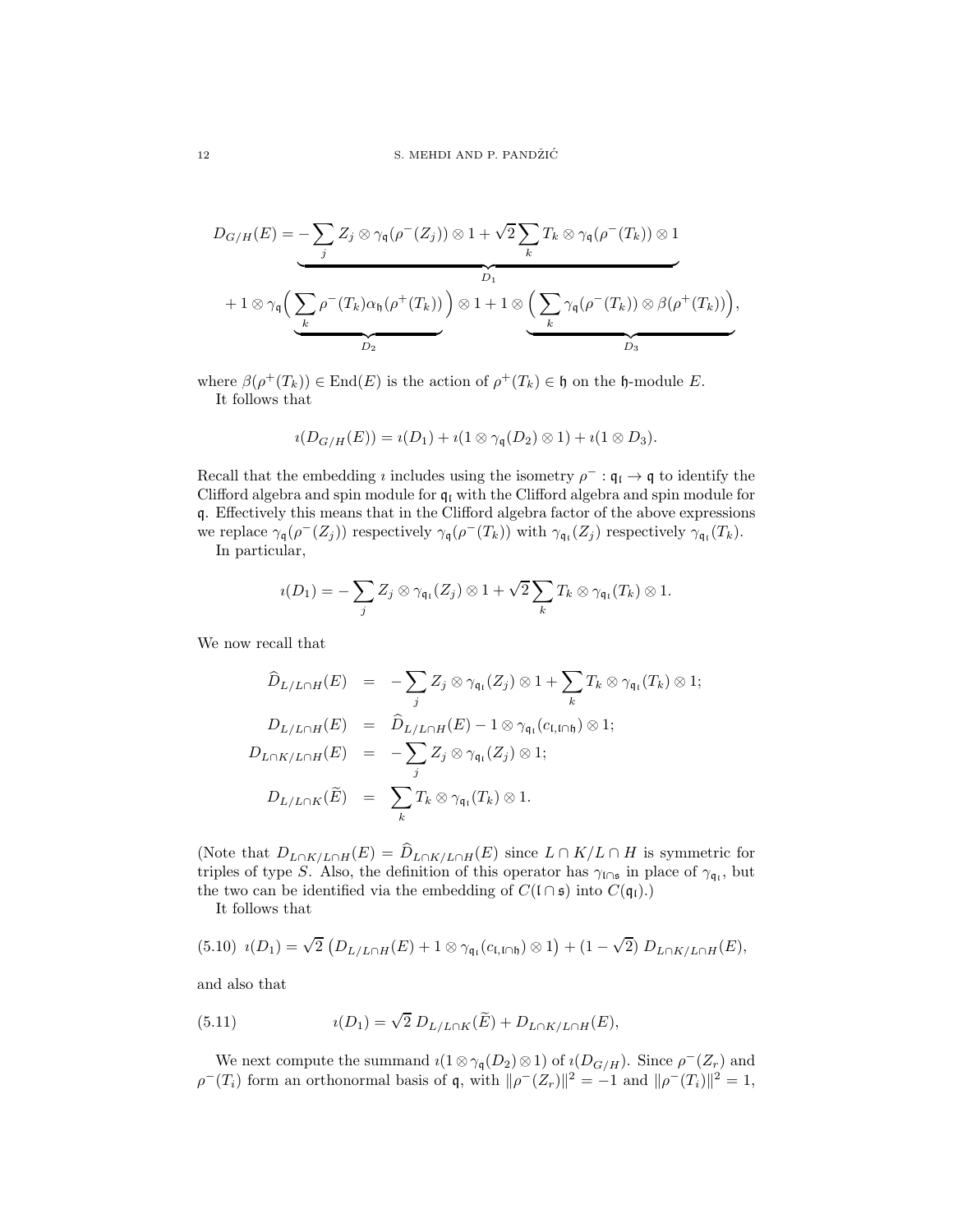$$D_{G/H}(E) = \underbrace{-\sum_j Z_j \otimes \gamma_{\mathfrak{q}}(\rho^-(Z_j)) \otimes 1 + \sqrt{2}\sum_k T_k \otimes \gamma_{\mathfrak{q}}(\rho^-(T_k)) \otimes 1}_{D_1}$$

$$+ 1 \otimes \gamma_{\mathfrak{q}}\Big( \underbrace{\sum_k \rho^-(T_k)\alpha_{\mathfrak{h}}(\rho^+(T_k))}_{D_2} \Big) \otimes 1 + 1 \otimes \underbrace{\Big( \sum_k \gamma_{\mathfrak{q}}(\rho^-(T_k)) \otimes \beta(\rho^+(T_k))\Big)}_{D_3},$$

where $\beta(\rho^+(T_k)) \in \mathrm{End}(E)$ is the action of $\rho^+(T_k) \in \mathfrak{h}$ on the $\mathfrak{h}$-module $E$.

It follows that

$$\imath(D_{G/H}(E)) = \imath(D_1) + \imath(1 \otimes \gamma_{\mathfrak{q}}(D_2) \otimes 1) + \imath(1 \otimes D_3).$$

Recall that the embedding $\imath$ includes using the isometry $\rho^- : \mathfrak{q}_{\mathfrak{l}} \to \mathfrak{q}$ to identify the Clifford algebra and spin module for $\mathfrak{q}_{\mathfrak{l}}$ with the Clifford algebra and spin module for $\mathfrak{q}$. Effectively this means that in the Clifford algebra factor of the above expressions we replace $\gamma_{\mathfrak{q}}(\rho^-(Z_j))$ respectively $\gamma_{\mathfrak{q}}(\rho^-(T_k))$ with $\gamma_{\mathfrak{q}_{\mathfrak{l}}}(Z_j)$ respectively $\gamma_{\mathfrak{q}_{\mathfrak{l}}}(T_k)$.

In particular,

$$\imath(D_1) = -\sum_j Z_j \otimes \gamma_{\mathfrak{q}_{\mathfrak{l}}}(Z_j) \otimes 1 + \sqrt{2}\sum_k T_k \otimes \gamma_{\mathfrak{q}_{\mathfrak{l}}}(T_k) \otimes 1.$$

We now recall that

$$\begin{aligned}
\widehat{D}_{L/L\cap H}(E) &= -\sum_j Z_j \otimes \gamma_{\mathfrak{q}_{\mathfrak{l}}}(Z_j) \otimes 1 + \sum_k T_k \otimes \gamma_{\mathfrak{q}_{\mathfrak{l}}}(T_k) \otimes 1; \\
D_{L/L\cap H}(E) &= \widehat{D}_{L/L\cap H}(E) - 1 \otimes \gamma_{\mathfrak{q}_{\mathfrak{l}}}(c_{\mathfrak{l},\mathfrak{l}\cap\mathfrak{h}}) \otimes 1; \\
D_{L\cap K/L\cap H}(E) &= -\sum_j Z_j \otimes \gamma_{\mathfrak{q}_{\mathfrak{l}}}(Z_j) \otimes 1; \\
D_{L/L\cap K}(\widetilde{E}) &= \sum_k T_k \otimes \gamma_{\mathfrak{q}_{\mathfrak{l}}}(T_k) \otimes 1.
\end{aligned}$$

(Note that $D_{L\cap K/L\cap H}(E) = \widehat{D}_{L\cap K/L\cap H}(E)$ since $L \cap K/L \cap H$ is symmetric for triples of type $S$. Also, the definition of this operator has $\gamma_{\mathfrak{l}\cap\mathfrak{s}}$ in place of $\gamma_{\mathfrak{q}_{\mathfrak{l}}}$, but the two can be identified via the embedding of $C(\mathfrak{l} \cap \mathfrak{s})$ into $C(\mathfrak{q}_{\mathfrak{l}})$.)

It follows that

$$\imath(D_1) = \sqrt{2}\,\big(D_{L/L\cap H}(E) + 1 \otimes \gamma_{\mathfrak{q}_{\mathfrak{l}}}(c_{\mathfrak{l},\mathfrak{l}\cap\mathfrak{h}}) \otimes 1\big) + (1-\sqrt{2})\, D_{L\cap K/L\cap H}(E), \tag{5.10}$$

and also that

$$\imath(D_1) = \sqrt{2}\, D_{L/L\cap K}(\widetilde{E}) + D_{L\cap K/L\cap H}(E), \tag{5.11}$$

We next compute the summand $\imath(1 \otimes \gamma_{\mathfrak{q}}(D_2) \otimes 1)$ of $\imath(D_{G/H})$. Since $\rho^-(Z_r)$ and $\rho^-(T_i)$ form an orthonormal basis of $\mathfrak{q}$, with $\|\rho^-(Z_r)\|^2 = -1$ and $\|\rho^-(T_i)\|^2 = 1$,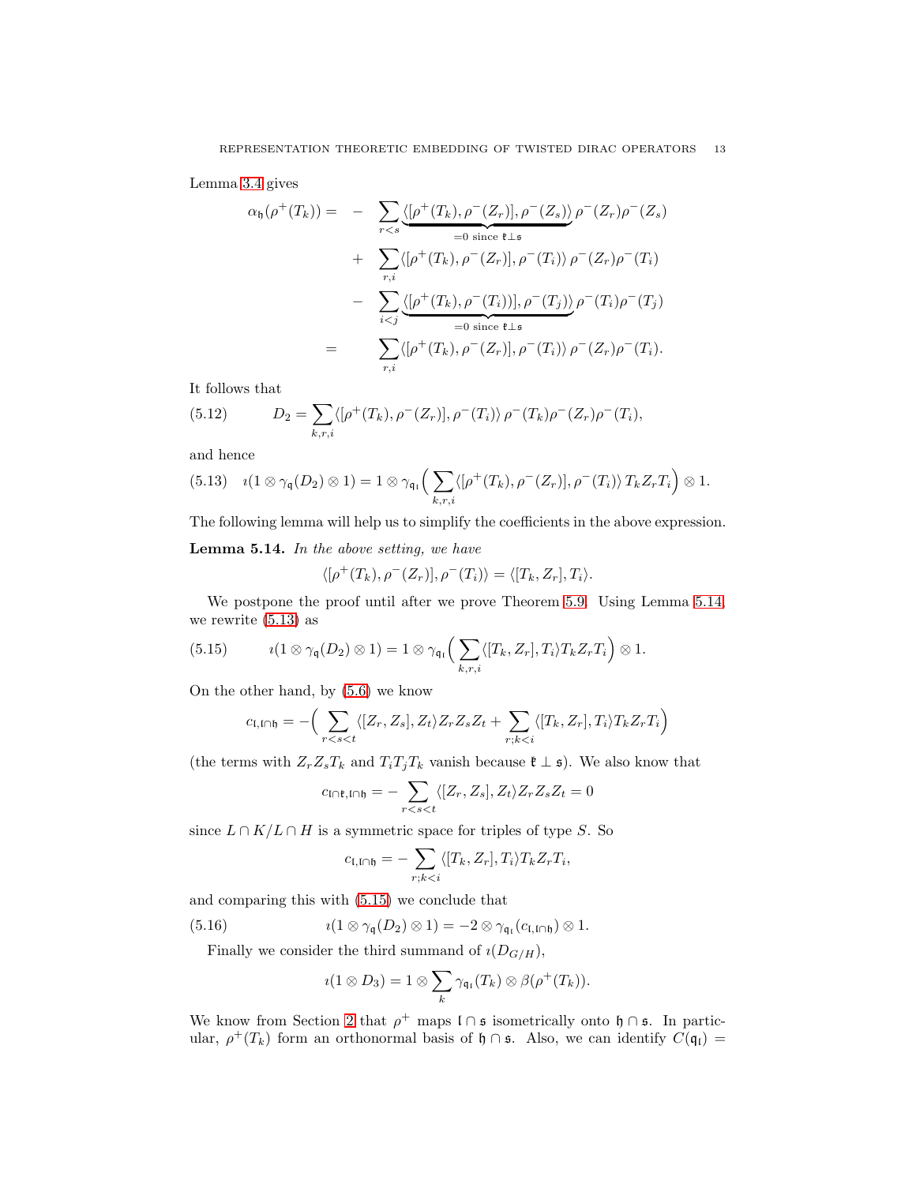Lemma 3.4 gives

$$
\begin{aligned}
\alpha_{\mathfrak{h}}(\rho^+(T_k)) = & - \sum_{r<s} \underbrace{\langle[\rho^+(T_k),\rho^-(Z_r)],\rho^-(Z_s)\rangle}_{=0 \text{ since } \mathfrak{k}\perp\mathfrak{s}} \rho^-(Z_r)\rho^-(Z_s) \\
& + \sum_{r,i} \langle[\rho^+(T_k),\rho^-(Z_r)],\rho^-(T_i)\rangle\, \rho^-(Z_r)\rho^-(T_i) \\
& - \sum_{i<j} \underbrace{\langle[\rho^+(T_k),\rho^-(T_i))],\rho^-(T_j)\rangle}_{=0 \text{ since } \mathfrak{k}\perp\mathfrak{s}} \rho^-(T_i)\rho^-(T_j) \\
= & \sum_{r,i} \langle[\rho^+(T_k),\rho^-(Z_r)],\rho^-(T_i)\rangle\, \rho^-(Z_r)\rho^-(T_i).
\end{aligned}
$$

It follows that

$$
D_2 = \sum_{k,r,i} \langle[\rho^+(T_k),\rho^-(Z_r)],\rho^-(T_i)\rangle\, \rho^-(T_k)\rho^-(Z_r)\rho^-(T_i), \tag{5.12}
$$

and hence

$$
\imath(1\otimes\gamma_{\mathfrak{q}}(D_2)\otimes 1) = 1\otimes\gamma_{\mathfrak{q}_{\mathfrak{l}}}\Big(\sum_{k,r,i}\langle[\rho^+(T_k),\rho^-(Z_r)],\rho^-(T_i)\rangle\, T_k Z_r T_i\Big)\otimes 1. \tag{5.13}
$$

The following lemma will help us to simplify the coefficients in the above expression.

**Lemma 5.14.** *In the above setting, we have*

$$
\langle[\rho^+(T_k),\rho^-(Z_r)],\rho^-(T_i)\rangle = \langle[T_k,Z_r],T_i\rangle.
$$

We postpone the proof until after we prove Theorem 5.9. Using Lemma 5.14 we rewrite (5.13) as

$$
\imath(1\otimes\gamma_{\mathfrak{q}}(D_2)\otimes 1) = 1\otimes\gamma_{\mathfrak{q}_{\mathfrak{l}}}\Big(\sum_{k,r,i}\langle[T_k,Z_r],T_i\rangle T_k Z_r T_i\Big)\otimes 1. \tag{5.15}
$$

On the other hand, by (5.6) we know

$$
c_{\mathfrak{l},\mathfrak{l}\cap\mathfrak{h}} = -\Big(\sum_{r<s<t}\langle[Z_r,Z_s],Z_t\rangle Z_r Z_s Z_t + \sum_{r;k<i}\langle[T_k,Z_r],T_i\rangle T_k Z_r T_i\Big)
$$

(the terms with $Z_rZ_sT_k$ and $T_iT_jT_k$ vanish because $\mathfrak{k}\perp\mathfrak{s}$). We also know that

$$
c_{\mathfrak{l}\cap\mathfrak{k},\mathfrak{l}\cap\mathfrak{h}} = -\sum_{r<s<t}\langle[Z_r,Z_s],Z_t\rangle Z_r Z_s Z_t = 0
$$

since $L\cap K/L\cap H$ is a symmetric space for triples of type $S$. So

$$
c_{\mathfrak{l},\mathfrak{l}\cap\mathfrak{h}} = -\sum_{r;k<i}\langle[T_k,Z_r],T_i\rangle T_k Z_r T_i,
$$

and comparing this with (5.15) we conclude that

$$
\imath(1\otimes\gamma_{\mathfrak{q}}(D_2)\otimes 1) = -2\otimes\gamma_{\mathfrak{q}_{\mathfrak{l}}}(c_{\mathfrak{l},\mathfrak{l}\cap\mathfrak{h}})\otimes 1. \tag{5.16}
$$

Finally we consider the third summand of $\imath(D_{G/H})$,

$$
\imath(1\otimes D_3) = 1\otimes\sum_k \gamma_{\mathfrak{q}_{\mathfrak{l}}}(T_k)\otimes\beta(\rho^+(T_k)).
$$

We know from Section 2 that $\rho^+$ maps $\mathfrak{l}\cap\mathfrak{s}$ isometrically onto $\mathfrak{h}\cap\mathfrak{s}$. In particular, $\rho^+(T_k)$ form an orthonormal basis of $\mathfrak{h}\cap\mathfrak{s}$. Also, we can identify $C(\mathfrak{q}_{\mathfrak{l}}) =$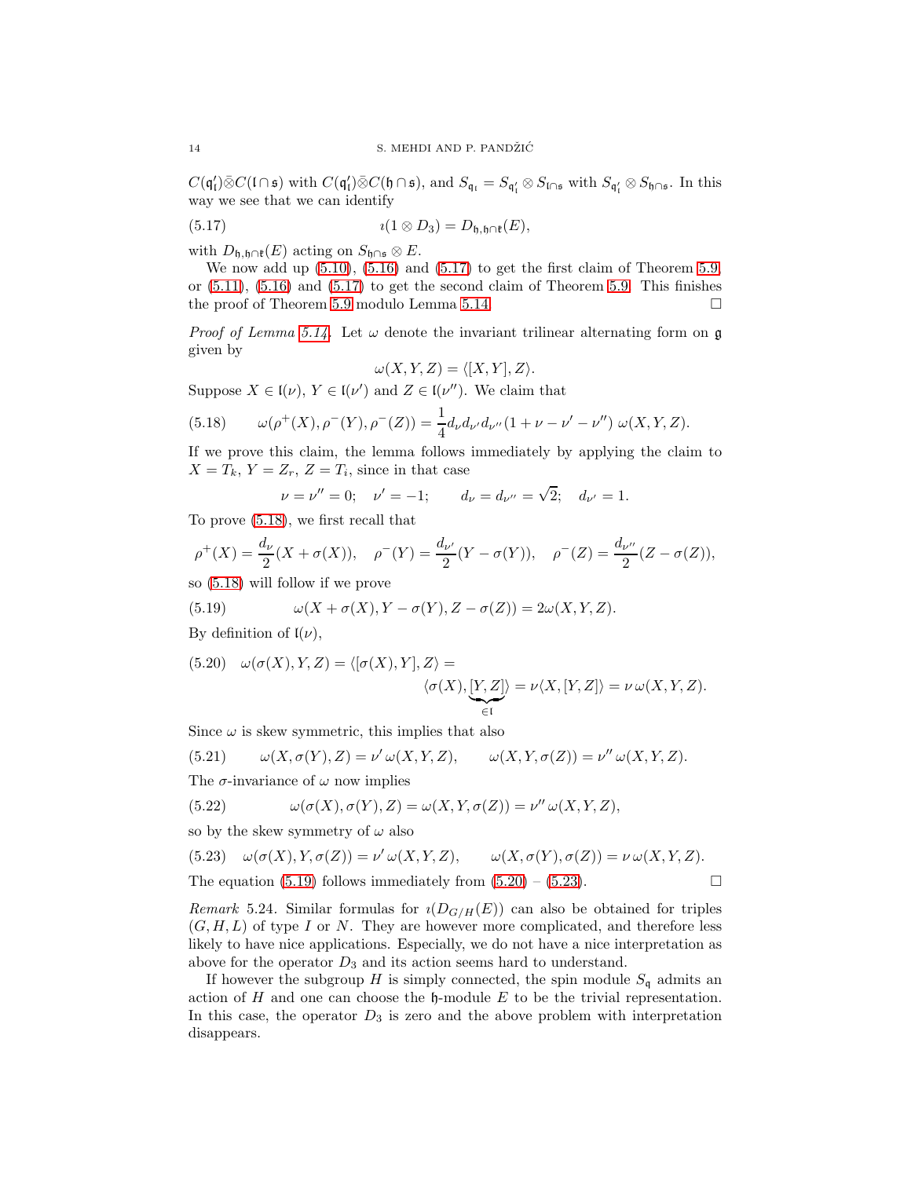$C(\mathfrak{q}'_\mathfrak{l})\bar{\otimes}C(\mathfrak{l}\cap\mathfrak{s})$ with $C(\mathfrak{q}'_\mathfrak{l})\bar{\otimes}C(\mathfrak{h}\cap\mathfrak{s})$, and $S_{\mathfrak{q}_\mathfrak{l}} = S_{\mathfrak{q}'_\mathfrak{l}}\otimes S_{\mathfrak{l}\cap\mathfrak{s}}$ with $S_{\mathfrak{q}'_\mathfrak{l}}\otimes S_{\mathfrak{h}\cap\mathfrak{s}}$. In this way we see that we can identify

$$\imath(1\otimes D_3) = D_{\mathfrak{h},\mathfrak{h}\cap\mathfrak{k}}(E), \tag{5.17}$$

with $D_{\mathfrak{h},\mathfrak{h}\cap\mathfrak{k}}(E)$ acting on $S_{\mathfrak{h}\cap\mathfrak{s}}\otimes E$.

We now add up (5.10), (5.16) and (5.17) to get the first claim of Theorem 5.9 or (5.11), (5.16) and (5.17) to get the second claim of Theorem 5.9. This finishes the proof of Theorem 5.9 modulo Lemma 5.14. $\square$

*Proof of Lemma 5.14.* Let $\omega$ denote the invariant trilinear alternating form on $\mathfrak{g}$ given by

$$\omega(X,Y,Z) = \langle [X,Y],Z\rangle.$$

Suppose $X\in\mathfrak{l}(\nu)$, $Y\in\mathfrak{l}(\nu')$ and $Z\in\mathfrak{l}(\nu'')$. We claim that

$$\omega(\rho^+(X),\rho^-(Y),\rho^-(Z)) = \frac{1}{4}d_\nu d_{\nu'} d_{\nu''}(1+\nu-\nu'-\nu'')\,\omega(X,Y,Z). \tag{5.18}$$

If we prove this claim, the lemma follows immediately by applying the claim to $X=T_k$, $Y=Z_r$, $Z=T_i$, since in that case

$$\nu=\nu''=0;\quad \nu'=-1;\qquad d_\nu=d_{\nu''}=\sqrt{2};\quad d_{\nu'}=1.$$

To prove (5.18), we first recall that

$$\rho^+(X)=\frac{d_\nu}{2}(X+\sigma(X)),\quad \rho^-(Y)=\frac{d_{\nu'}}{2}(Y-\sigma(Y)),\quad \rho^-(Z)=\frac{d_{\nu''}}{2}(Z-\sigma(Z)),$$

so (5.18) will follow if we prove

$$\omega(X+\sigma(X),Y-\sigma(Y),Z-\sigma(Z)) = 2\omega(X,Y,Z). \tag{5.19}$$

By definition of $\mathfrak{l}(\nu)$,

$$\omega(\sigma(X),Y,Z) = \langle[\sigma(X),Y],Z\rangle = \langle\sigma(X),\underbrace{[Y,Z]}_{\in\mathfrak{l}}\rangle = \nu\langle X,[Y,Z]\rangle = \nu\,\omega(X,Y,Z). \tag{5.20}$$

Since $\omega$ is skew symmetric, this implies that also

$$\omega(X,\sigma(Y),Z)=\nu'\,\omega(X,Y,Z),\qquad \omega(X,Y,\sigma(Z))=\nu''\,\omega(X,Y,Z). \tag{5.21}$$

The $\sigma$-invariance of $\omega$ now implies

$$\omega(\sigma(X),\sigma(Y),Z)=\omega(X,Y,\sigma(Z))=\nu''\,\omega(X,Y,Z), \tag{5.22}$$

so by the skew symmetry of $\omega$ also

$$\omega(\sigma(X),Y,\sigma(Z))=\nu'\,\omega(X,Y,Z),\qquad \omega(X,\sigma(Y),\sigma(Z))=\nu\,\omega(X,Y,Z). \tag{5.23}$$

The equation (5.19) follows immediately from (5.20) – (5.23). $\square$

*Remark* 5.24. Similar formulas for $\imath(D_{G/H}(E))$ can also be obtained for triples $(G,H,L)$ of type $I$ or $N$. They are however more complicated, and therefore less likely to have nice applications. Especially, we do not have a nice interpretation as above for the operator $D_3$ and its action seems hard to understand.

If however the subgroup $H$ is simply connected, the spin module $S_\mathfrak{q}$ admits an action of $H$ and one can choose the $\mathfrak{h}$-module $E$ to be the trivial representation. In this case, the operator $D_3$ is zero and the above problem with interpretation disappears.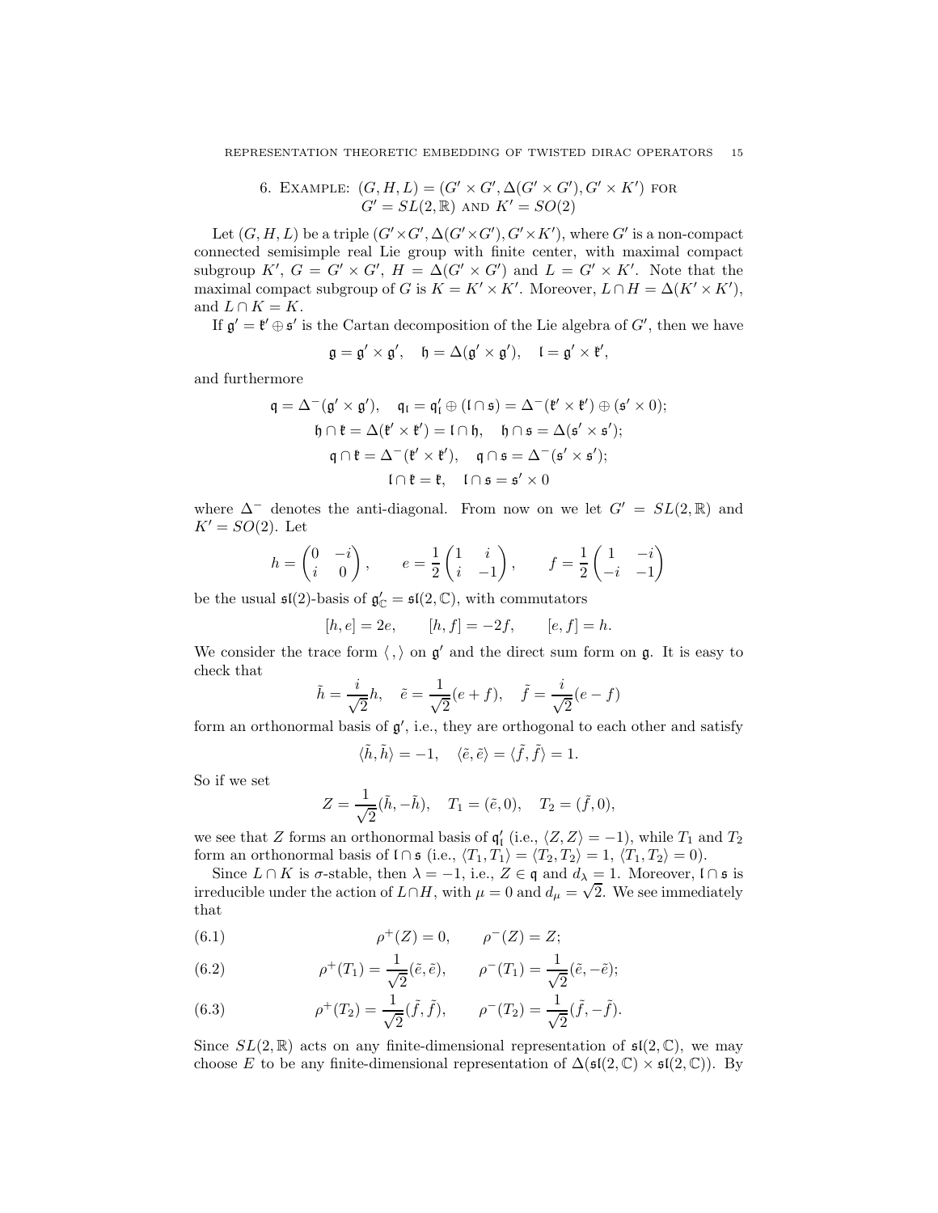## 6. Example: $(G, H, L) = (G' \times G', \Delta(G' \times G'), G' \times K')$ for $G' = SL(2, \mathbb{R})$ and $K' = SO(2)$

Let $(G, H, L)$ be a triple $(G' \times G', \Delta(G' \times G'), G' \times K')$, where $G'$ is a non-compact connected semisimple real Lie group with finite center, with maximal compact subgroup $K'$, $G = G' \times G'$, $H = \Delta(G' \times G')$ and $L = G' \times K'$. Note that the maximal compact subgroup of $G$ is $K = K' \times K'$. Moreover, $L \cap H = \Delta(K' \times K')$, and $L \cap K = K$.

If $\mathfrak{g}' = \mathfrak{k}' \oplus \mathfrak{s}'$ is the Cartan decomposition of the Lie algebra of $G'$, then we have

$$\mathfrak{g} = \mathfrak{g}' \times \mathfrak{g}', \quad \mathfrak{h} = \Delta(\mathfrak{g}' \times \mathfrak{g}'), \quad \mathfrak{l} = \mathfrak{g}' \times \mathfrak{k}',$$

and furthermore

$$\mathfrak{q} = \Delta^-(\mathfrak{g}' \times \mathfrak{g}'), \quad \mathfrak{q}_\mathfrak{l} = \mathfrak{q}'_\mathfrak{l} \oplus (\mathfrak{l} \cap \mathfrak{s}) = \Delta^-(\mathfrak{k}' \times \mathfrak{k}') \oplus (\mathfrak{s}' \times 0);$$
$$\mathfrak{h} \cap \mathfrak{k} = \Delta(\mathfrak{k}' \times \mathfrak{k}') = \mathfrak{l} \cap \mathfrak{h}, \quad \mathfrak{h} \cap \mathfrak{s} = \Delta(\mathfrak{s}' \times \mathfrak{s}');$$
$$\mathfrak{q} \cap \mathfrak{k} = \Delta^-(\mathfrak{k}' \times \mathfrak{k}'), \quad \mathfrak{q} \cap \mathfrak{s} = \Delta^-(\mathfrak{s}' \times \mathfrak{s}');$$
$$\mathfrak{l} \cap \mathfrak{k} = \mathfrak{k}, \quad \mathfrak{l} \cap \mathfrak{s} = \mathfrak{s}' \times 0$$

where $\Delta^-$ denotes the anti-diagonal. From now on we let $G' = SL(2, \mathbb{R})$ and $K' = SO(2)$. Let

$$h = \begin{pmatrix} 0 & -i \\ i & 0 \end{pmatrix}, \qquad e = \frac{1}{2}\begin{pmatrix} 1 & i \\ i & -1 \end{pmatrix}, \qquad f = \frac{1}{2}\begin{pmatrix} 1 & -i \\ -i & -1 \end{pmatrix}$$

be the usual $\mathfrak{sl}(2)$-basis of $\mathfrak{g}'_\mathbb{C} = \mathfrak{sl}(2, \mathbb{C})$, with commutators

$$[h, e] = 2e, \qquad [h, f] = -2f, \qquad [e, f] = h.$$

We consider the trace form $\langle , \rangle$ on $\mathfrak{g}'$ and the direct sum form on $\mathfrak{g}$. It is easy to check that

$$\tilde{h} = \frac{i}{\sqrt{2}}h, \quad \tilde{e} = \frac{1}{\sqrt{2}}(e + f), \quad \tilde{f} = \frac{i}{\sqrt{2}}(e - f)$$

form an orthonormal basis of $\mathfrak{g}'$, i.e., they are orthogonal to each other and satisfy

$$\langle \tilde{h}, \tilde{h} \rangle = -1, \quad \langle \tilde{e}, \tilde{e} \rangle = \langle \tilde{f}, \tilde{f} \rangle = 1.$$

So if we set

$$Z = \frac{1}{\sqrt{2}}(\tilde{h}, -\tilde{h}), \quad T_1 = (\tilde{e}, 0), \quad T_2 = (\tilde{f}, 0),$$

we see that $Z$ forms an orthonormal basis of $\mathfrak{q}'_\mathfrak{l}$ (i.e., $\langle Z, Z \rangle = -1$), while $T_1$ and $T_2$ form an orthonormal basis of $\mathfrak{l} \cap \mathfrak{s}$ (i.e., $\langle T_1, T_1 \rangle = \langle T_2, T_2 \rangle = 1$, $\langle T_1, T_2 \rangle = 0$).

Since $L \cap K$ is $\sigma$-stable, then $\lambda = -1$, i.e., $Z \in \mathfrak{q}$ and $d_\lambda = 1$. Moreover, $\mathfrak{l} \cap \mathfrak{s}$ is irreducible under the action of $L \cap H$, with $\mu = 0$ and $d_\mu = \sqrt{2}$. We see immediately that

$$\rho^+(Z) = 0, \qquad \rho^-(Z) = Z; \tag{6.1}$$

$$\rho^+(T_1) = \frac{1}{\sqrt{2}}(\tilde{e}, \tilde{e}), \qquad \rho^-(T_1) = \frac{1}{\sqrt{2}}(\tilde{e}, -\tilde{e}); \tag{6.2}$$

$$\rho^+(T_2) = \frac{1}{\sqrt{2}}(\tilde{f}, \tilde{f}), \qquad \rho^-(T_2) = \frac{1}{\sqrt{2}}(\tilde{f}, -\tilde{f}). \tag{6.3}$$

Since $SL(2, \mathbb{R})$ acts on any finite-dimensional representation of $\mathfrak{sl}(2, \mathbb{C})$, we may choose $E$ to be any finite-dimensional representation of $\Delta(\mathfrak{sl}(2, \mathbb{C}) \times \mathfrak{sl}(2, \mathbb{C}))$. By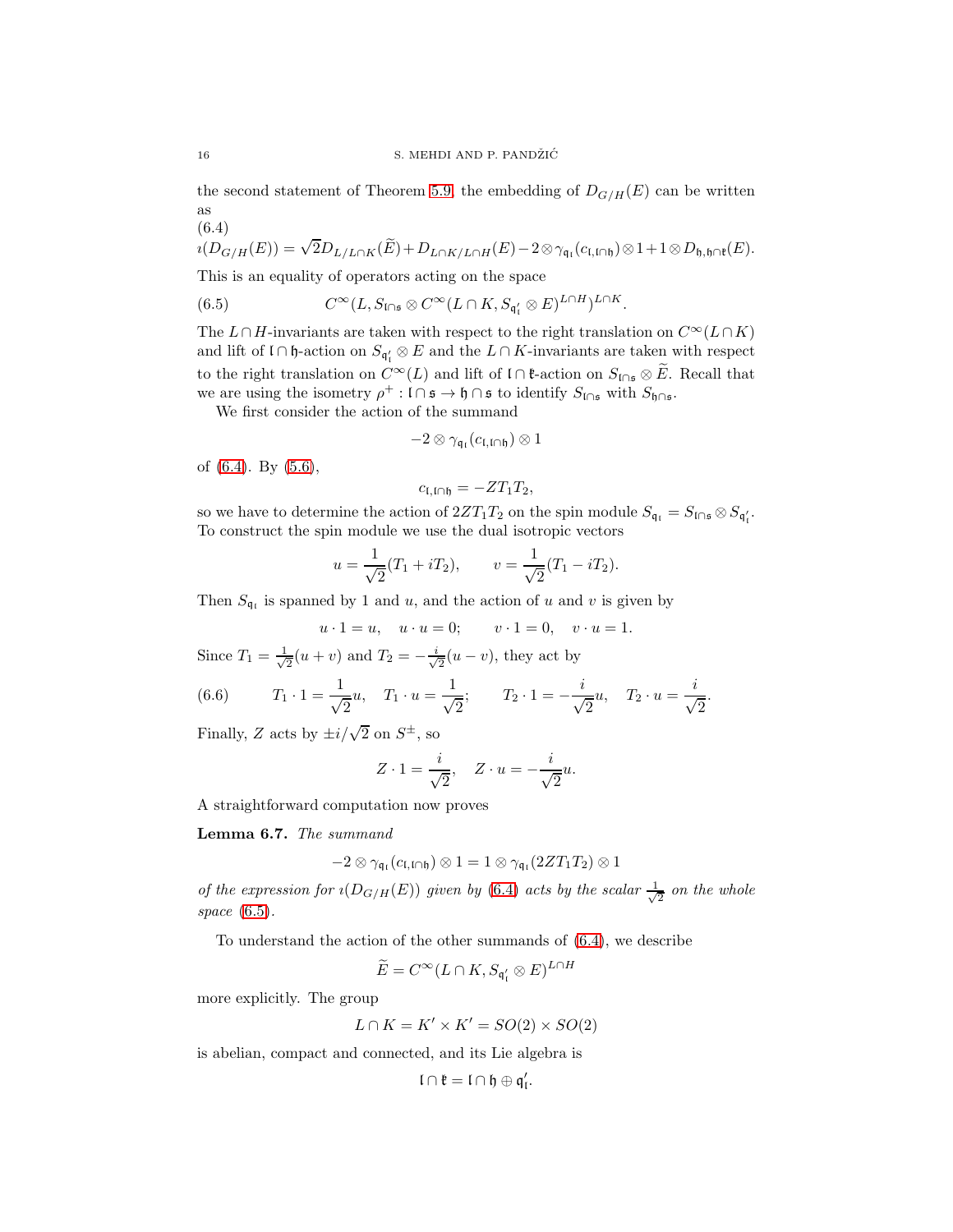the second statement of Theorem 5.9, the embedding of $D_{G/H}(E)$ can be written as

(6.4)

$$\imath(D_{G/H}(E)) = \sqrt{2}D_{L/L\cap K}(\widetilde{E}) + D_{L\cap K/L\cap H}(E) - 2\otimes\gamma_{\mathfrak{q}_{\mathfrak{l}}}(c_{\mathfrak{l},\mathfrak{l}\cap\mathfrak{h}})\otimes 1 + 1\otimes D_{\mathfrak{h},\mathfrak{h}\cap\mathfrak{k}}(E).$$

This is an equality of operators acting on the space

$$C^\infty(L, S_{\mathfrak{l}\cap\mathfrak{s}}\otimes C^\infty(L\cap K, S_{\mathfrak{q}_{\mathfrak{l}}'}\otimes E)^{L\cap H})^{L\cap K}. \tag{6.5}$$

The $L\cap H$-invariants are taken with respect to the right translation on $C^\infty(L\cap K)$ and lift of $\mathfrak{l}\cap\mathfrak{h}$-action on $S_{\mathfrak{q}_{\mathfrak{l}}'}\otimes E$ and the $L\cap K$-invariants are taken with respect to the right translation on $C^\infty(L)$ and lift of $\mathfrak{l}\cap\mathfrak{k}$-action on $S_{\mathfrak{l}\cap\mathfrak{s}}\otimes\widetilde{E}$. Recall that we are using the isometry $\rho^+ : \mathfrak{l}\cap\mathfrak{s}\to\mathfrak{h}\cap\mathfrak{s}$ to identify $S_{\mathfrak{l}\cap\mathfrak{s}}$ with $S_{\mathfrak{h}\cap\mathfrak{s}}$.

We first consider the action of the summand

$$-2\otimes\gamma_{\mathfrak{q}_{\mathfrak{l}}}(c_{\mathfrak{l},\mathfrak{l}\cap\mathfrak{h}})\otimes 1$$

of (6.4). By (5.6),

$$c_{\mathfrak{l},\mathfrak{l}\cap\mathfrak{h}} = -ZT_1T_2,$$

so we have to determine the action of $2ZT_1T_2$ on the spin module $S_{\mathfrak{q}_{\mathfrak{l}}} = S_{\mathfrak{l}\cap\mathfrak{s}}\otimes S_{\mathfrak{q}_{\mathfrak{l}}'}$. To construct the spin module we use the dual isotropic vectors

$$u = \frac{1}{\sqrt{2}}(T_1 + iT_2), \qquad v = \frac{1}{\sqrt{2}}(T_1 - iT_2).$$

Then $S_{\mathfrak{q}_{\mathfrak{l}}}$ is spanned by 1 and $u$, and the action of $u$ and $v$ is given by

$$u\cdot 1 = u, \quad u\cdot u = 0; \qquad v\cdot 1 = 0, \quad v\cdot u = 1.$$

Since $T_1 = \frac{1}{\sqrt{2}}(u+v)$ and $T_2 = -\frac{i}{\sqrt{2}}(u-v)$, they act by

$$T_1\cdot 1 = \frac{1}{\sqrt{2}}u, \quad T_1\cdot u = \frac{1}{\sqrt{2}}; \qquad T_2\cdot 1 = -\frac{i}{\sqrt{2}}u, \quad T_2\cdot u = \frac{i}{\sqrt{2}}. \tag{6.6}$$

Finally, $Z$ acts by $\pm i/\sqrt{2}$ on $S^\pm$, so

$$Z\cdot 1 = \frac{i}{\sqrt{2}}, \quad Z\cdot u = -\frac{i}{\sqrt{2}}u.$$

A straightforward computation now proves

**Lemma 6.7.** *The summand*

$$-2\otimes\gamma_{\mathfrak{q}_{\mathfrak{l}}}(c_{\mathfrak{l},\mathfrak{l}\cap\mathfrak{h}})\otimes 1 = 1\otimes\gamma_{\mathfrak{q}_{\mathfrak{l}}}(2ZT_1T_2)\otimes 1$$

*of the expression for $\imath(D_{G/H}(E))$ given by (6.4) acts by the scalar $\frac{1}{\sqrt{2}}$ on the whole space (6.5).*

To understand the action of the other summands of (6.4), we describe

$$\widetilde{E} = C^\infty(L\cap K, S_{\mathfrak{q}_{\mathfrak{l}}'}\otimes E)^{L\cap H}$$

more explicitly. The group

$$L\cap K = K'\times K' = SO(2)\times SO(2)$$

is abelian, compact and connected, and its Lie algebra is

$$\mathfrak{l}\cap\mathfrak{k} = \mathfrak{l}\cap\mathfrak{h}\oplus\mathfrak{q}_{\mathfrak{l}}'.$$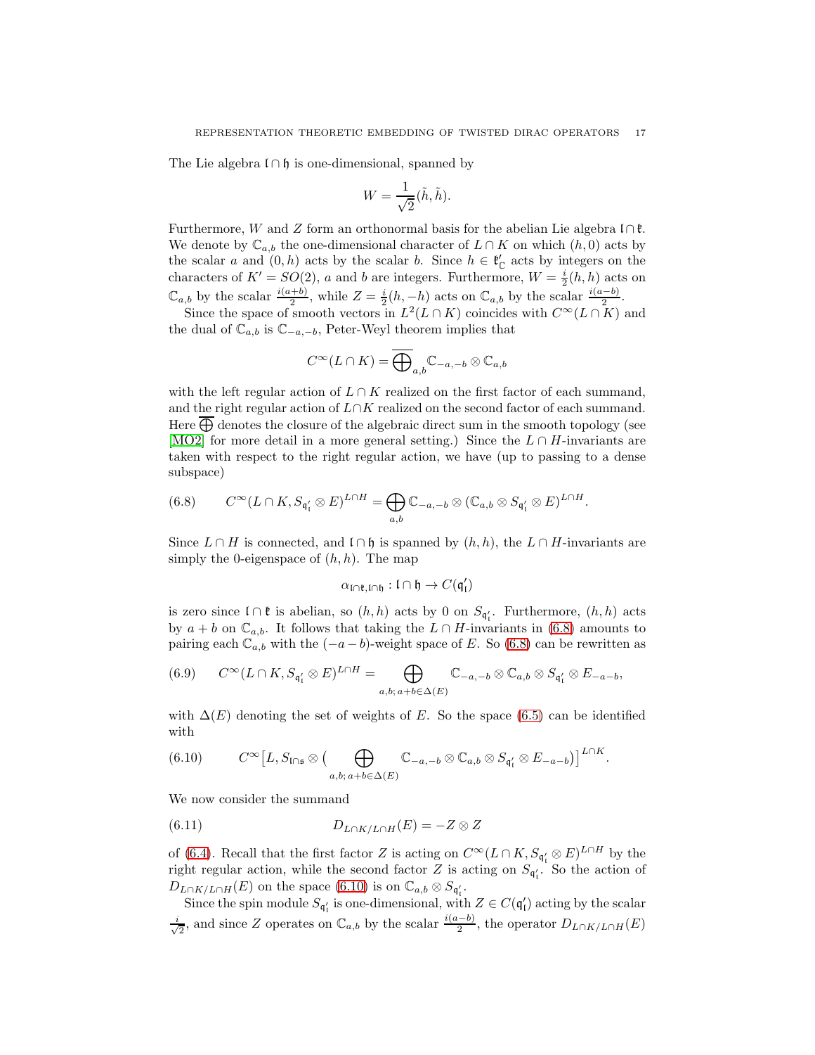The Lie algebra $\mathfrak{l} \cap \mathfrak{h}$ is one-dimensional, spanned by

$$W = \frac{1}{\sqrt{2}}(\tilde{h}, \tilde{h}).$$

Furthermore, $W$ and $Z$ form an orthonormal basis for the abelian Lie algebra $\mathfrak{l} \cap \mathfrak{k}$. We denote by $\mathbb{C}_{a,b}$ the one-dimensional character of $L \cap K$ on which $(h, 0)$ acts by the scalar $a$ and $(0, h)$ acts by the scalar $b$. Since $h \in \mathfrak{k}'_{\mathbb{C}}$ acts by integers on the characters of $K' = SO(2)$, $a$ and $b$ are integers. Furthermore, $W = \frac{i}{2}(h, h)$ acts on $\mathbb{C}_{a,b}$ by the scalar $\frac{i(a+b)}{2}$, while $Z = \frac{i}{2}(h, -h)$ acts on $\mathbb{C}_{a,b}$ by the scalar $\frac{i(a-b)}{2}$.

Since the space of smooth vectors in $L^2(L \cap K)$ coincides with $C^\infty(L \cap K)$ and the dual of $\mathbb{C}_{a,b}$ is $\mathbb{C}_{-a,-b}$, Peter-Weyl theorem implies that

$$C^\infty(L \cap K) = \overline{\bigoplus}_{a,b} \mathbb{C}_{-a,-b} \otimes \mathbb{C}_{a,b}$$

with the left regular action of $L \cap K$ realized on the first factor of each summand, and the right regular action of $L \cap K$ realized on the second factor of each summand. Here $\overline{\bigoplus}$ denotes the closure of the algebraic direct sum in the smooth topology (see [MO2] for more detail in a more general setting.) Since the $L \cap H$-invariants are taken with respect to the right regular action, we have (up to passing to a dense subspace)

$$C^\infty(L \cap K, S_{\mathfrak{q}'_{\mathfrak{l}}} \otimes E)^{L \cap H} = \bigoplus_{a,b} \mathbb{C}_{-a,-b} \otimes (\mathbb{C}_{a,b} \otimes S_{\mathfrak{q}'_{\mathfrak{l}}} \otimes E)^{L \cap H}. \tag{6.8}$$

Since $L \cap H$ is connected, and $\mathfrak{l} \cap \mathfrak{h}$ is spanned by $(h, h)$, the $L \cap H$-invariants are simply the 0-eigenspace of $(h, h)$. The map

$$\alpha_{\mathfrak{l} \cap \mathfrak{k}, \mathfrak{l} \cap \mathfrak{h}} : \mathfrak{l} \cap \mathfrak{h} \to C(\mathfrak{q}'_{\mathfrak{l}})$$

is zero since $\mathfrak{l} \cap \mathfrak{k}$ is abelian, so $(h, h)$ acts by 0 on $S_{\mathfrak{q}'_{\mathfrak{l}}}$. Furthermore, $(h, h)$ acts by $a + b$ on $\mathbb{C}_{a,b}$. It follows that taking the $L \cap H$-invariants in (6.8) amounts to pairing each $\mathbb{C}_{a,b}$ with the $(-a - b)$-weight space of $E$. So (6.8) can be rewritten as

$$C^\infty(L \cap K, S_{\mathfrak{q}'_{\mathfrak{l}}} \otimes E)^{L \cap H} = \bigoplus_{a,b;\, a+b \in \Delta(E)} \mathbb{C}_{-a,-b} \otimes \mathbb{C}_{a,b} \otimes S_{\mathfrak{q}'_{\mathfrak{l}}} \otimes E_{-a-b}, \tag{6.9}$$

with $\Delta(E)$ denoting the set of weights of $E$. So the space (6.5) can be identified with

$$C^\infty\big[L, S_{\mathfrak{l} \cap \mathfrak{s}} \otimes \big(\bigoplus_{a,b;\, a+b \in \Delta(E)} \mathbb{C}_{-a,-b} \otimes \mathbb{C}_{a,b} \otimes S_{\mathfrak{q}'_{\mathfrak{l}}} \otimes E_{-a-b}\big)\big]^{L \cap K}. \tag{6.10}$$

We now consider the summand

$$D_{L \cap K / L \cap H}(E) = -Z \otimes Z \tag{6.11}$$

of (6.4). Recall that the first factor $Z$ is acting on $C^\infty(L \cap K, S_{\mathfrak{q}'_{\mathfrak{l}}} \otimes E)^{L \cap H}$ by the right regular action, while the second factor $Z$ is acting on $S_{\mathfrak{q}'_{\mathfrak{l}}}$. So the action of $D_{L \cap K / L \cap H}(E)$ on the space (6.10) is on $\mathbb{C}_{a,b} \otimes S_{\mathfrak{q}'_{\mathfrak{l}}}$.

Since the spin module $S_{\mathfrak{q}'_{\mathfrak{l}}}$ is one-dimensional, with $Z \in C(\mathfrak{q}'_{\mathfrak{l}})$ acting by the scalar $\frac{i}{\sqrt{2}}$, and since $Z$ operates on $\mathbb{C}_{a,b}$ by the scalar $\frac{i(a-b)}{2}$, the operator $D_{L \cap K / L \cap H}(E)$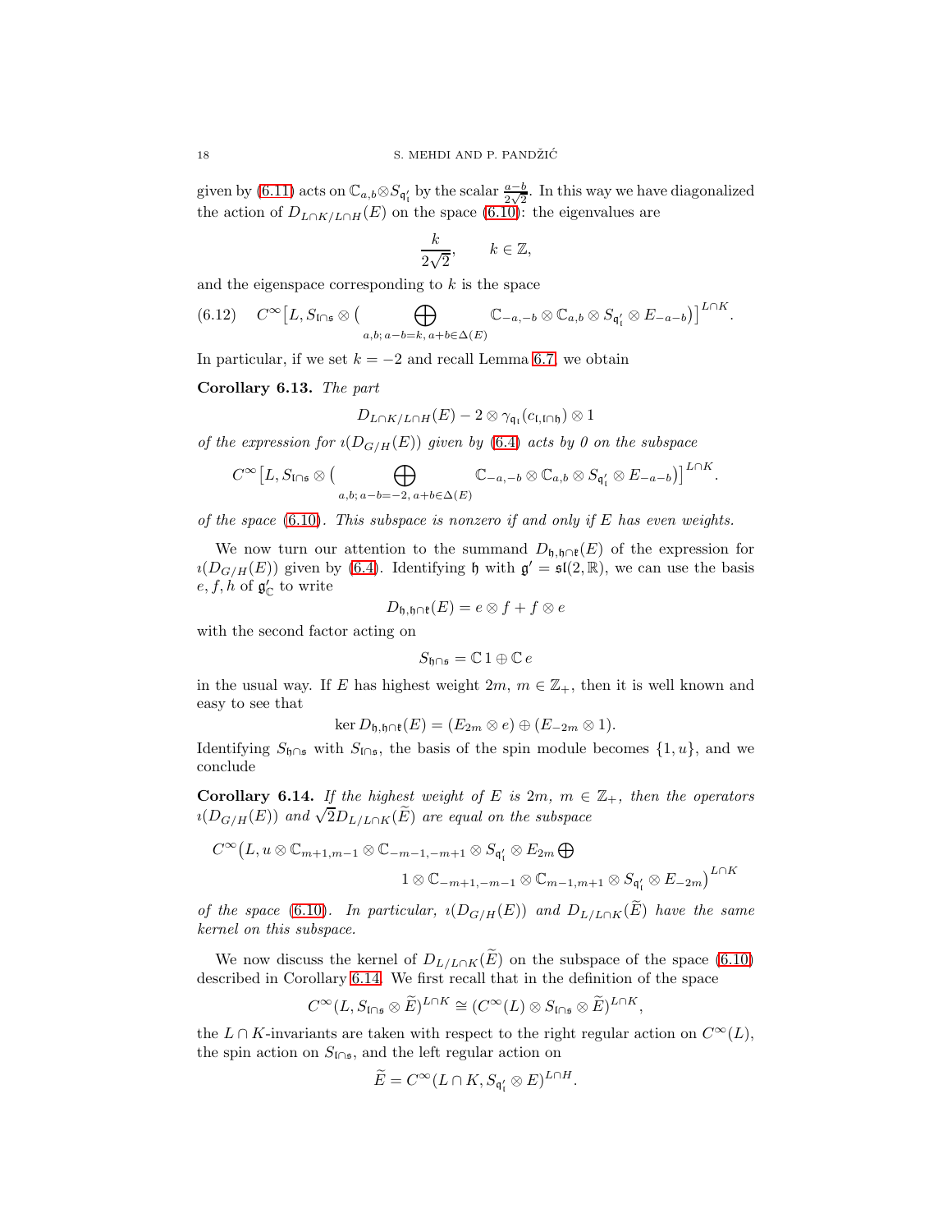given by (6.11) acts on $\mathbb{C}_{a,b}\otimes S_{\mathfrak{q}_{\mathfrak{l}}'}$ by the scalar $\frac{a-b}{2\sqrt{2}}$. In this way we have diagonalized the action of $D_{L\cap K/L\cap H}(E)$ on the space (6.10): the eigenvalues are

$$\frac{k}{2\sqrt{2}}, \qquad k\in\mathbb{Z},$$

and the eigenspace corresponding to $k$ is the space

$$C^\infty\big[L, S_{\mathfrak{l}\cap\mathfrak{s}}\otimes\big(\bigoplus_{a,b;\, a-b=k,\, a+b\in\Delta(E)}\mathbb{C}_{-a,-b}\otimes\mathbb{C}_{a,b}\otimes S_{\mathfrak{q}_{\mathfrak{l}}'}\otimes E_{-a-b}\big)\big]^{L\cap K}. \tag{6.12}$$

In particular, if we set $k=-2$ and recall Lemma 6.7, we obtain

**Corollary 6.13.** *The part*

$$D_{L\cap K/L\cap H}(E) - 2\otimes\gamma_{\mathfrak{q}_{\mathfrak{l}}}(c_{\mathfrak{l},\mathfrak{l}\cap\mathfrak{h}})\otimes 1$$

*of the expression for $\imath(D_{G/H}(E))$ given by (6.4) acts by 0 on the subspace*

$$C^\infty\big[L, S_{\mathfrak{l}\cap\mathfrak{s}}\otimes\big(\bigoplus_{a,b;\, a-b=-2,\, a+b\in\Delta(E)}\mathbb{C}_{-a,-b}\otimes\mathbb{C}_{a,b}\otimes S_{\mathfrak{q}_{\mathfrak{l}}'}\otimes E_{-a-b}\big)\big]^{L\cap K}.$$

*of the space (6.10). This subspace is nonzero if and only if $E$ has even weights.*

We now turn our attention to the summand $D_{\mathfrak{h},\mathfrak{h}\cap\mathfrak{k}}(E)$ of the expression for $\imath(D_{G/H}(E))$ given by (6.4). Identifying $\mathfrak{h}$ with $\mathfrak{g}'=\mathfrak{sl}(2,\mathbb{R})$, we can use the basis $e,f,h$ of $\mathfrak{g}'_{\mathbb{C}}$ to write

$$D_{\mathfrak{h},\mathfrak{h}\cap\mathfrak{k}}(E) = e\otimes f + f\otimes e$$

with the second factor acting on

$$S_{\mathfrak{h}\cap\mathfrak{s}} = \mathbb{C}\,1\oplus\mathbb{C}\,e$$

in the usual way. If $E$ has highest weight $2m$, $m\in\mathbb{Z}_+$, then it is well known and easy to see that

$$\ker D_{\mathfrak{h},\mathfrak{h}\cap\mathfrak{k}}(E) = (E_{2m}\otimes e)\oplus(E_{-2m}\otimes 1).$$

Identifying $S_{\mathfrak{h}\cap\mathfrak{s}}$ with $S_{\mathfrak{l}\cap\mathfrak{s}}$, the basis of the spin module becomes $\{1,u\}$, and we conclude

**Corollary 6.14.** *If the highest weight of $E$ is $2m$, $m\in\mathbb{Z}_+$, then the operators $\imath(D_{G/H}(E))$ and $\sqrt{2}D_{L/L\cap K}(\widetilde{E})$ are equal on the subspace*

$$C^\infty\big(L, u\otimes\mathbb{C}_{m+1,m-1}\otimes\mathbb{C}_{-m-1,-m+1}\otimes S_{\mathfrak{q}_{\mathfrak{l}}'}\otimes E_{2m}\bigoplus$$
$$1\otimes\mathbb{C}_{-m+1,-m-1}\otimes\mathbb{C}_{m-1,m+1}\otimes S_{\mathfrak{q}_{\mathfrak{l}}'}\otimes E_{-2m}\big)^{L\cap K}$$

*of the space (6.10). In particular, $\imath(D_{G/H}(E))$ and $D_{L/L\cap K}(\widetilde{E})$ have the same kernel on this subspace.*

We now discuss the kernel of $D_{L/L\cap K}(\widetilde{E})$ on the subspace of the space (6.10) described in Corollary 6.14. We first recall that in the definition of the space

$$C^\infty(L, S_{\mathfrak{l}\cap\mathfrak{s}}\otimes\widetilde{E})^{L\cap K}\cong(C^\infty(L)\otimes S_{\mathfrak{l}\cap\mathfrak{s}}\otimes\widetilde{E})^{L\cap K},$$

the $L\cap K$-invariants are taken with respect to the right regular action on $C^\infty(L)$, the spin action on $S_{\mathfrak{l}\cap\mathfrak{s}}$, and the left regular action on

$$\widetilde{E} = C^\infty(L\cap K, S_{\mathfrak{q}_{\mathfrak{l}}'}\otimes E)^{L\cap H}.$$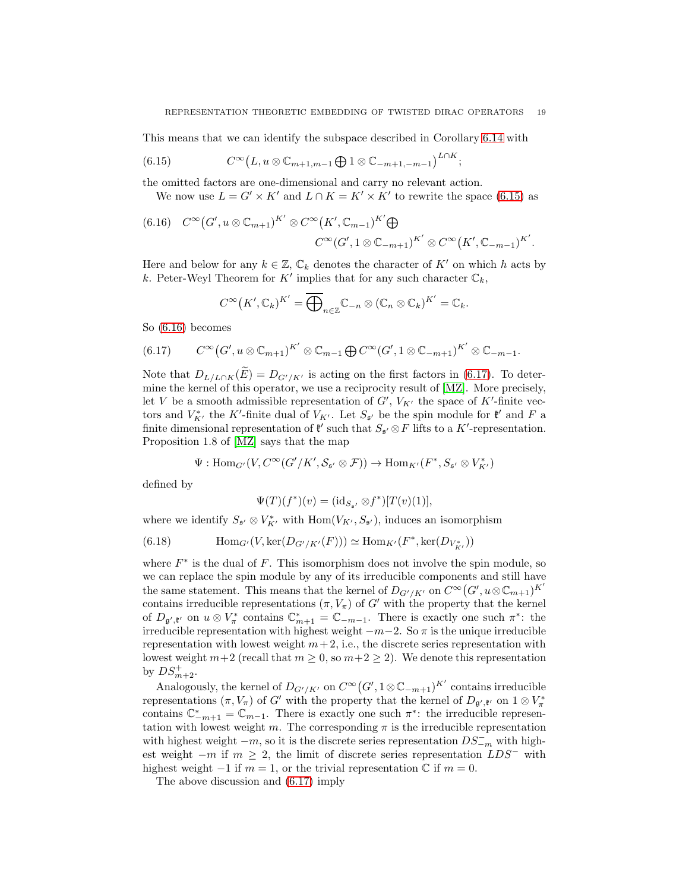This means that we can identify the subspace described in Corollary 6.14 with

$$C^\infty\big(L, u \otimes \mathbb{C}_{m+1,m-1} \bigoplus 1 \otimes \mathbb{C}_{-m+1,-m-1}\big)^{L\cap K}; \tag{6.15}$$

the omitted factors are one-dimensional and carry no relevant action.

We now use $L = G' \times K'$ and $L \cap K = K' \times K'$ to rewrite the space (6.15) as

$$\begin{aligned} C^\infty\big(G', u \otimes \mathbb{C}_{m+1}\big)^{K'} \otimes C^\infty\big(K', \mathbb{C}_{m-1}\big)^{K'} \bigoplus \\ C^\infty\big(G', 1 \otimes \mathbb{C}_{-m+1}\big)^{K'} \otimes C^\infty\big(K', \mathbb{C}_{-m-1}\big)^{K'}. \end{aligned} \tag{6.16}$$

Here and below for any $k \in \mathbb{Z}$, $\mathbb{C}_k$ denotes the character of $K'$ on which $h$ acts by $k$. Peter-Weyl Theorem for $K'$ implies that for any such character $\mathbb{C}_k$,

$$C^\infty\big(K', \mathbb{C}_k\big)^{K'} = \overline{\bigoplus}_{n\in\mathbb{Z}} \mathbb{C}_{-n} \otimes (\mathbb{C}_n \otimes \mathbb{C}_k)^{K'} = \mathbb{C}_k.$$

So (6.16) becomes

$$C^\infty\big(G', u \otimes \mathbb{C}_{m+1}\big)^{K'} \otimes \mathbb{C}_{m-1} \bigoplus C^\infty\big(G', 1 \otimes \mathbb{C}_{-m+1}\big)^{K'} \otimes \mathbb{C}_{-m-1}. \tag{6.17}$$

Note that $D_{L/L\cap K}(\widetilde{E}) = D_{G'/K'}$ is acting on the first factors in (6.17). To determine the kernel of this operator, we use a reciprocity result of [MZ]. More precisely, let $V$ be a smooth admissible representation of $G'$, $V_{K'}$ the space of $K'$-finite vectors and $V_{K'}^*$ the $K'$-finite dual of $V_{K'}$. Let $S_{\mathfrak{s}'}$ be the spin module for $\mathfrak{k}'$ and $F$ a finite dimensional representation of $\mathfrak{k}'$ such that $S_{\mathfrak{s}'} \otimes F$ lifts to a $K'$-representation. Proposition 1.8 of [MZ] says that the map

$$\Psi : \operatorname{Hom}_{G'}(V, C^\infty(G'/K', \mathcal{S}_{\mathfrak{s}'} \otimes \mathcal{F})) \to \operatorname{Hom}_{K'}(F^*, S_{\mathfrak{s}'} \otimes V_{K'}^*)$$

defined by

$$\Psi(T)(f^*)(v) = (\mathrm{id}_{S_{\mathfrak{s}'}} \otimes f^*)[T(v)(1)],$$

where we identify $S_{\mathfrak{s}'} \otimes V_{K'}^*$ with $\operatorname{Hom}(V_{K'}, S_{\mathfrak{s}'})$, induces an isomorphism

$$\operatorname{Hom}_{G'}(V, \ker(D_{G'/K'}(F))) \simeq \operatorname{Hom}_{K'}(F^*, \ker(D_{V_{K'}^*})) \tag{6.18}$$

where $F^*$ is the dual of $F$. This isomorphism does not involve the spin module, so we can replace the spin module by any of its irreducible components and still have the same statement. This means that the kernel of $D_{G'/K'}$ on $C^\infty\big(G', u \otimes \mathbb{C}_{m+1}\big)^{K'}$ contains irreducible representations $(\pi, V_\pi)$ of $G'$ with the property that the kernel of $D_{\mathfrak{g}',\mathfrak{k}'}$ on $u \otimes V_\pi^*$ contains $\mathbb{C}_{m+1}^* = \mathbb{C}_{-m-1}$. There is exactly one such $\pi^*$: the irreducible representation with highest weight $-m-2$. So $\pi$ is the unique irreducible representation with lowest weight $m+2$, i.e., the discrete series representation with lowest weight $m+2$ (recall that $m \geq 0$, so $m+2 \geq 2$). We denote this representation by $DS_{m+2}^+$.

Analogously, the kernel of $D_{G'/K'}$ on $C^\infty\big(G', 1 \otimes \mathbb{C}_{-m+1}\big)^{K'}$ contains irreducible representations $(\pi, V_\pi)$ of $G'$ with the property that the kernel of $D_{\mathfrak{g}',\mathfrak{k}'}$ on $1 \otimes V_\pi^*$ contains $\mathbb{C}_{-m+1}^* = \mathbb{C}_{m-1}$. There is exactly one such $\pi^*$: the irreducible representation with lowest weight $m$. The corresponding $\pi$ is the irreducible representation with highest weight $-m$, so it is the discrete series representation $DS_{-m}^-$ with highest weight $-m$ if $m \geq 2$, the limit of discrete series representation $LDS^-$ with highest weight $-1$ if $m = 1$, or the trivial representation $\mathbb{C}$ if $m = 0$.

The above discussion and (6.17) imply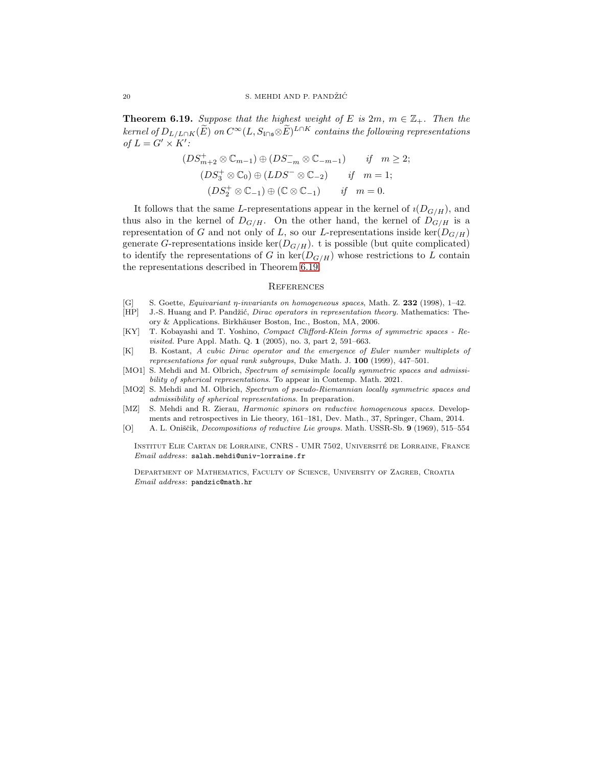**Theorem 6.19.** *Suppose that the highest weight of $E$ is $2m$, $m \in \mathbb{Z}_+$. Then the kernel of $D_{L/L\cap K}(\widetilde{E})$ on $C^\infty(L, S_{\mathfrak{l}\cap\mathfrak{s}} \otimes \widetilde{E})^{L\cap K}$ contains the following representations of $L = G' \times K'$:*

$$(DS^+_{m+2} \otimes \mathbb{C}_{m-1}) \oplus (DS^-_{-m} \otimes \mathbb{C}_{-m-1}) \qquad \text{if} \quad m \geq 2;$$
$$(DS^+_3 \otimes \mathbb{C}_0) \oplus (LDS^- \otimes \mathbb{C}_{-2}) \qquad \text{if} \quad m = 1;$$
$$(DS^+_2 \otimes \mathbb{C}_{-1}) \oplus (\mathbb{C} \otimes \mathbb{C}_{-1}) \qquad \text{if} \quad m = 0.$$

It follows that the same $L$-representations appear in the kernel of $\iota(D_{G/H})$, and thus also in the kernel of $D_{G/H}$. On the other hand, the kernel of $D_{G/H}$ is a representation of $G$ and not only of $L$, so our $L$-representations inside $\ker(D_{G/H})$ generate $G$-representations inside $\ker(D_{G/H})$. t is possible (but quite complicated) to identify the representations of $G$ in $\ker(D_{G/H})$ whose restrictions to $L$ contain the representations described in Theorem 6.19.

## References

[G] S. Goette, *Equivariant $\eta$-invariants on homogeneous spaces*, Math. Z. **232** (1998), 1–42.

[HP] J.-S. Huang and P. Pandžić, *Dirac operators in representation theory.* Mathematics: Theory & Applications. Birkhäuser Boston, Inc., Boston, MA, 2006.

[KY] T. Kobayashi and T. Yoshino, *Compact Clifford-Klein forms of symmetric spaces - Revisited*. Pure Appl. Math. Q. **1** (2005), no. 3, part 2, 591–663.

[K] B. Kostant, *A cubic Dirac operator and the emergence of Euler number multiplets of representations for equal rank subgroups*, Duke Math. J. **100** (1999), 447–501.

[MO1] S. Mehdi and M. Olbrich, *Spectrum of semisimple locally symmetric spaces and admissibility of spherical representations*. To appear in Contemp. Math. 2021.

[MO2] S. Mehdi and M. Olbrich, *Spectrum of pseudo-Riemannian locally symmetric spaces and admissibility of spherical representations*. In preparation.

[MZ] S. Mehdi and R. Zierau, *Harmonic spinors on reductive homogeneous spaces*. Developments and retrospectives in Lie theory, 161–181, Dev. Math., 37, Springer, Cham, 2014.

[O] A. L. Oniščik, *Decompositions of reductive Lie groups*. Math. USSR-Sb. **9** (1969), 515–554

Institut Elie Cartan de Lorraine, CNRS - UMR 7502, Université de Lorraine, France
*Email address*: salah.mehdi@univ-lorraine.fr

Department of Mathematics, Faculty of Science, University of Zagreb, Croatia
*Email address*: pandzic@math.hr